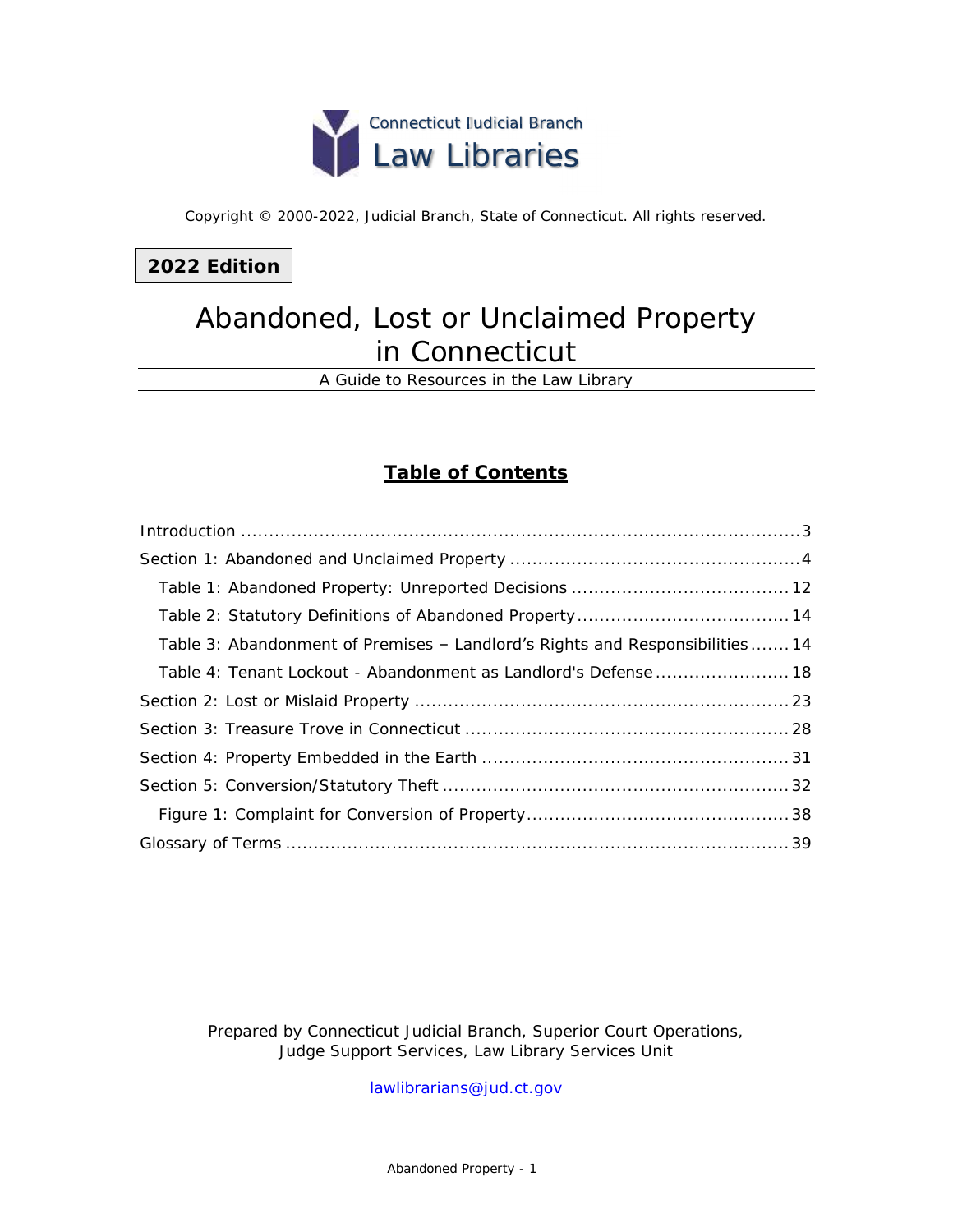Connecticut Judicial Branch
Law Libraries

Copyright © 2000-2022, Judicial Branch, State of Connecticut. All rights reserved.

**2022 Edition**

# Abandoned, Lost or Unclaimed Property in Connecticut

A Guide to Resources in the Law Library

## Table of Contents

- Introduction ........ 3
- Section 1: Abandoned and Unclaimed Property ........ 4
  - Table 1: Abandoned Property: Unreported Decisions ........ 12
  - Table 2: Statutory Definitions of Abandoned Property ........ 14
  - Table 3: Abandonment of Premises – Landlord's Rights and Responsibilities ........ 14
  - Table 4: Tenant Lockout - Abandonment as Landlord's Defense ........ 18
- Section 2: Lost or Mislaid Property ........ 23
- Section 3: Treasure Trove in Connecticut ........ 28
- Section 4: Property Embedded in the Earth ........ 31
- Section 5: Conversion/Statutory Theft ........ 32
  - Figure 1: Complaint for Conversion of Property ........ 38
- Glossary of Terms ........ 39

Prepared by Connecticut Judicial Branch, Superior Court Operations, Judge Support Services, Law Library Services Unit

lawlibrarians@jud.ct.gov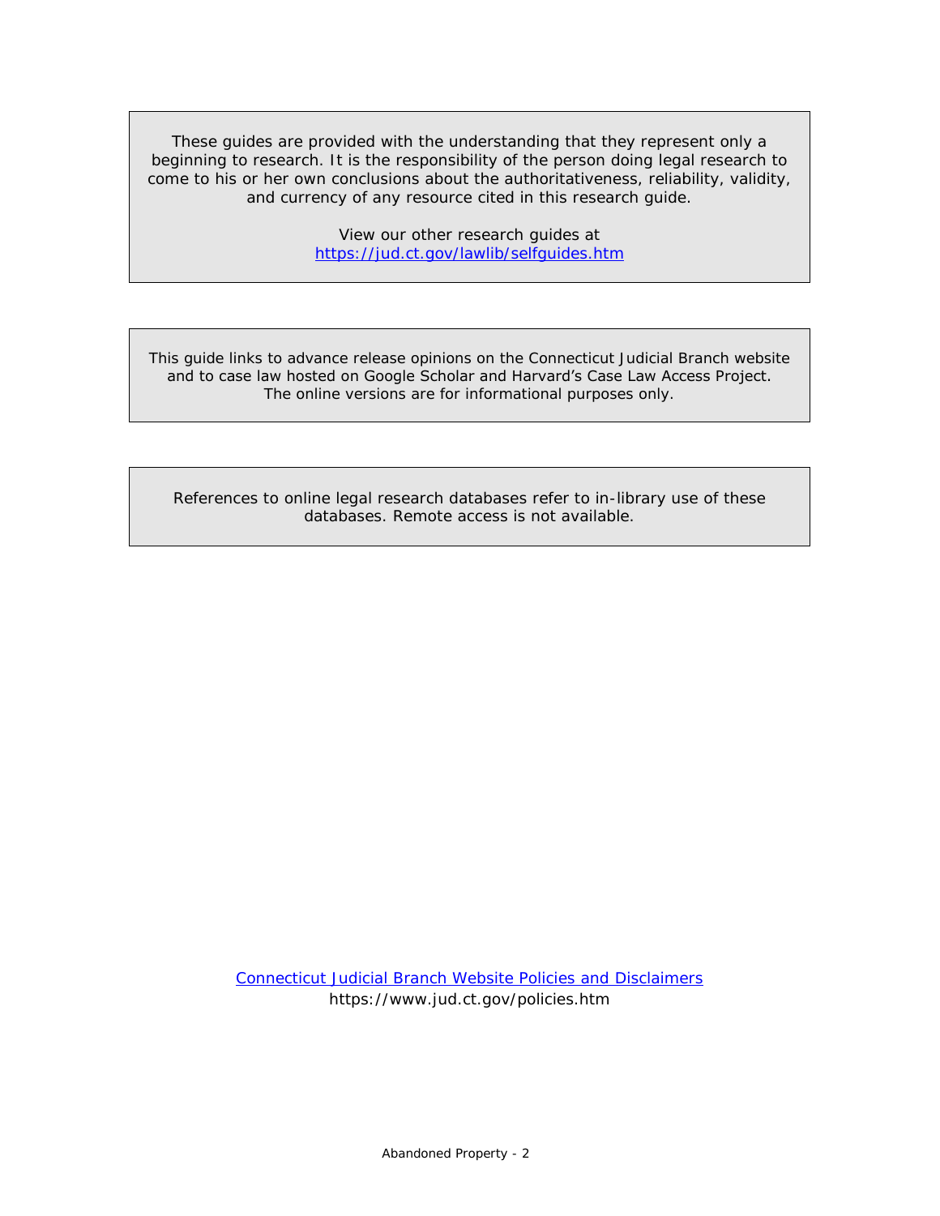These guides are provided with the understanding that they represent only a beginning to research. It is the responsibility of the person doing legal research to come to his or her own conclusions about the authoritativeness, reliability, validity, and currency of any resource cited in this research guide.

View our other research guides at
[https://jud.ct.gov/lawlib/selfguides.htm](https://jud.ct.gov/lawlib/selfguides.htm)

This guide links to advance release opinions on the Connecticut Judicial Branch website and to case law hosted on Google Scholar and Harvard's Case Law Access Project. The online versions are for informational purposes only.

References to online legal research databases refer to in-library use of these databases. Remote access is not available.

[Connecticut Judicial Branch Website Policies and Disclaimers](https://www.jud.ct.gov/policies.htm)
https://www.jud.ct.gov/policies.htm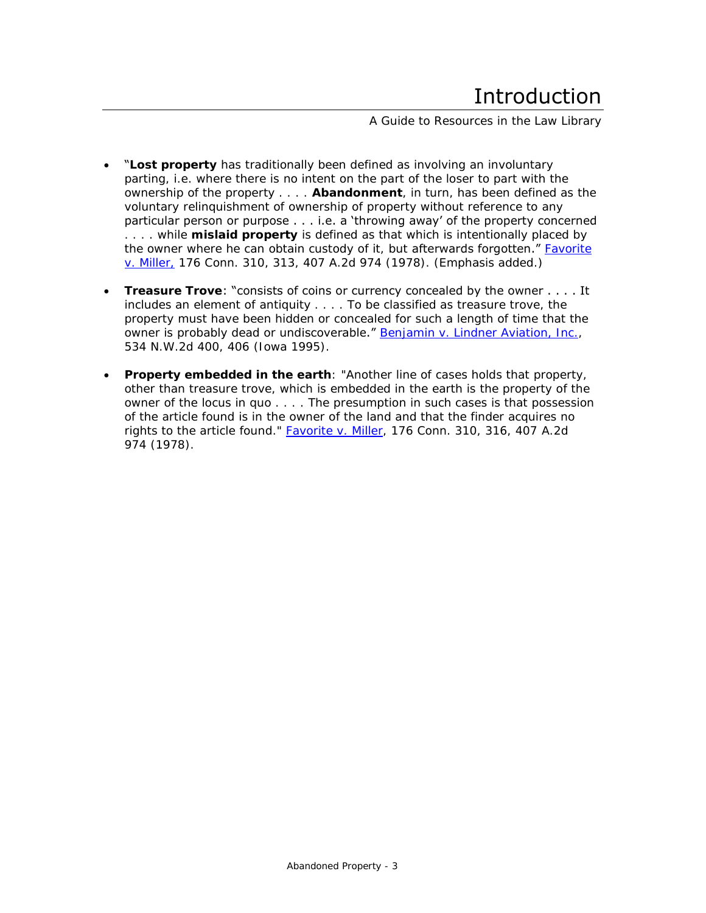# Introduction

A Guide to Resources in the Law Library

- "**Lost property** has traditionally been defined as involving an involuntary parting, i.e. where there is no intent on the part of the loser to part with the ownership of the property . . . . **Abandonment**, in turn, has been defined as the voluntary relinquishment of ownership of property without reference to any particular person or purpose . . . i.e. a 'throwing away' of the property concerned . . . . while **mislaid property** is defined as that which is intentionally placed by the owner where he can obtain custody of it, but afterwards forgotten." Favorite v. Miller, 176 Conn. 310, 313, 407 A.2d 974 (1978). (Emphasis added.)

- **Treasure Trove**: "consists of coins or currency concealed by the owner . . . . It includes an element of antiquity . . . . To be classified as treasure trove, the property must have been hidden or concealed for such a length of time that the owner is probably dead or undiscoverable." Benjamin v. Lindner Aviation, Inc., 534 N.W.2d 400, 406 (Iowa 1995).

- **Property embedded in the earth**: "Another line of cases holds that property, other than treasure trove, which is embedded in the earth is the property of the owner of the locus in quo . . . . The presumption in such cases is that possession of the article found is in the owner of the land and that the finder acquires no rights to the article found." Favorite v. Miller, 176 Conn. 310, 316, 407 A.2d 974 (1978).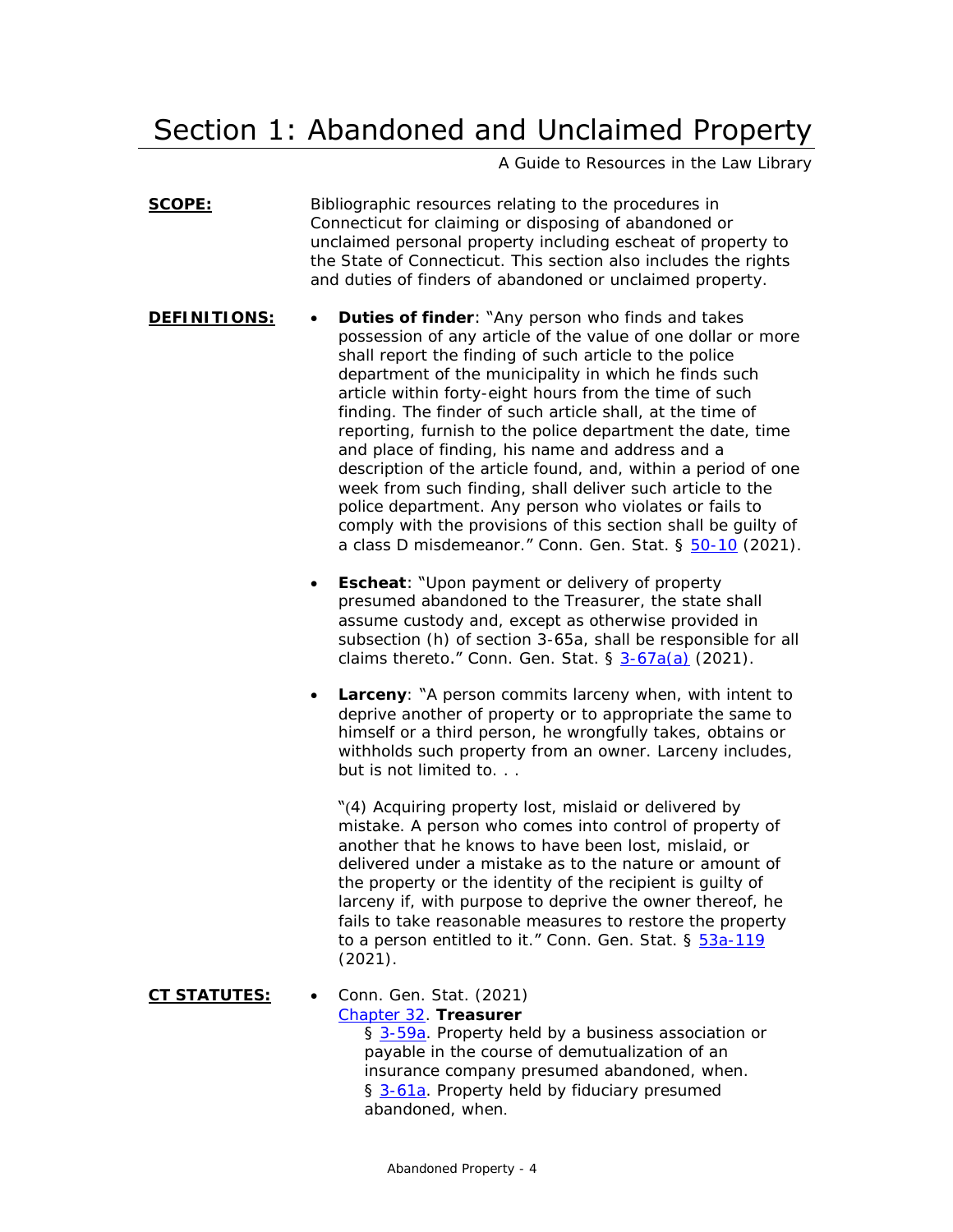# Section 1: Abandoned and Unclaimed Property

A Guide to Resources in the Law Library

**SCOPE:** Bibliographic resources relating to the procedures in Connecticut for claiming or disposing of abandoned or unclaimed personal property including escheat of property to the State of Connecticut. This section also includes the rights and duties of finders of abandoned or unclaimed property.

**DEFINITIONS:**

- **Duties of finder**: "Any person who finds and takes possession of any article of the value of one dollar or more shall report the finding of such article to the police department of the municipality in which he finds such article within forty-eight hours from the time of such finding. The finder of such article shall, at the time of reporting, furnish to the police department the date, time and place of finding, his name and address and a description of the article found, and, within a period of one week from such finding, shall deliver such article to the police department. Any person who violates or fails to comply with the provisions of this section shall be guilty of a class D misdemeanor." Conn. Gen. Stat. § 50-10 (2021).

- **Escheat**: "Upon payment or delivery of property presumed abandoned to the Treasurer, the state shall assume custody and, except as otherwise provided in subsection (h) of section 3-65a, shall be responsible for all claims thereto." Conn. Gen. Stat. § 3-67a(a) (2021).

- **Larceny**: "A person commits larceny when, with intent to deprive another of property or to appropriate the same to himself or a third person, he wrongfully takes, obtains or withholds such property from an owner. Larceny includes, but is not limited to. . .

  "(4) Acquiring property lost, mislaid or delivered by mistake. A person who comes into control of property of another that he knows to have been lost, mislaid, or delivered under a mistake as to the nature or amount of the property or the identity of the recipient is guilty of larceny if, with purpose to deprive the owner thereof, he fails to take reasonable measures to restore the property to a person entitled to it." Conn. Gen. Stat. § 53a-119 (2021).

**CT STATUTES:**

- Conn. Gen. Stat. (2021)
  Chapter 32. **Treasurer**
  - § 3-59a. Property held by a business association or payable in the course of demutualization of an insurance company presumed abandoned, when.
  - § 3-61a. Property held by fiduciary presumed abandoned, when.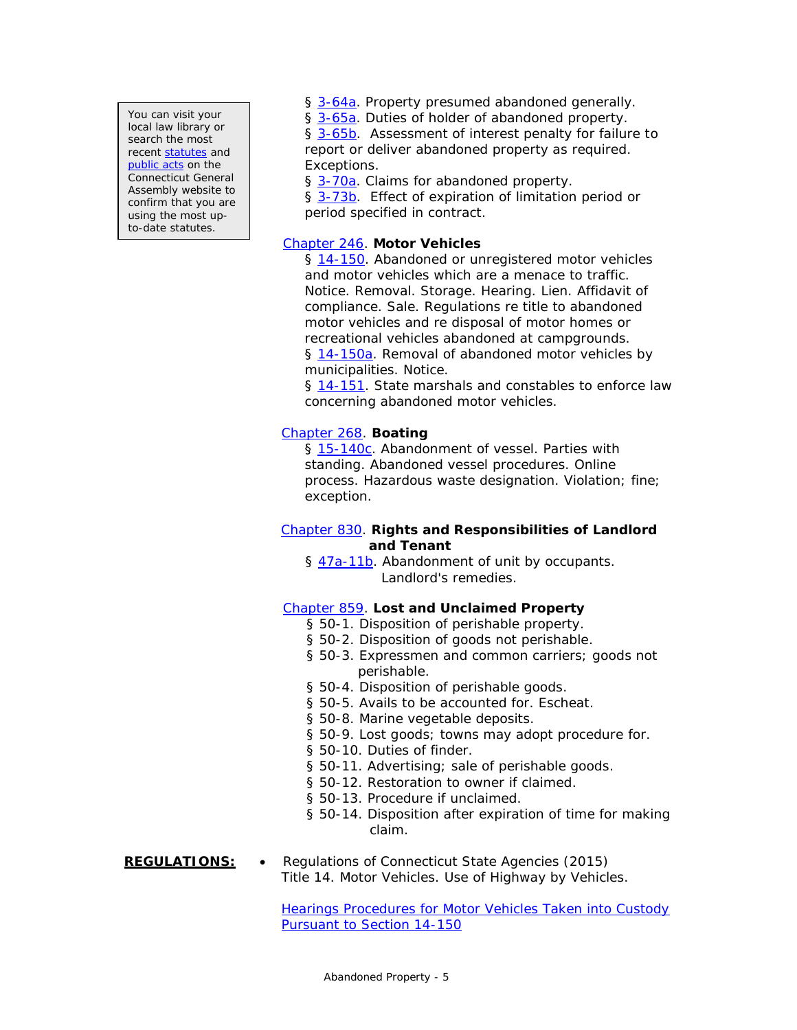You can visit your local law library or search the most recent statutes and public acts on the Connecticut General Assembly website to confirm that you are using the most up-to-date statutes.

- § 3-64a. Property presumed abandoned generally.
- § 3-65a. Duties of holder of abandoned property.
- § 3-65b. Assessment of interest penalty for failure to report or deliver abandoned property as required. Exceptions.
- § 3-70a. Claims for abandoned property.
- § 3-73b. Effect of expiration of limitation period or period specified in contract.

Chapter 246. **Motor Vehicles**

- § 14-150. Abandoned or unregistered motor vehicles and motor vehicles which are a menace to traffic. Notice. Removal. Storage. Hearing. Lien. Affidavit of compliance. Sale. Regulations re title to abandoned motor vehicles and re disposal of motor homes or recreational vehicles abandoned at campgrounds.
- § 14-150a. Removal of abandoned motor vehicles by municipalities. Notice.
- § 14-151. State marshals and constables to enforce law concerning abandoned motor vehicles.

Chapter 268. **Boating**

- § 15-140c. Abandonment of vessel. Parties with standing. Abandoned vessel procedures. Online process. Hazardous waste designation. Violation; fine; exception.

Chapter 830. **Rights and Responsibilities of Landlord and Tenant**

- § 47a-11b. Abandonment of unit by occupants. Landlord's remedies.

Chapter 859. **Lost and Unclaimed Property**

- § 50-1. Disposition of perishable property.
- § 50-2. Disposition of goods not perishable.
- § 50-3. Expressmen and common carriers; goods not perishable.
- § 50-4. Disposition of perishable goods.
- § 50-5. Avails to be accounted for. Escheat.
- § 50-8. Marine vegetable deposits.
- § 50-9. Lost goods; towns may adopt procedure for.
- § 50-10. Duties of finder.
- § 50-11. Advertising; sale of perishable goods.
- § 50-12. Restoration to owner if claimed.
- § 50-13. Procedure if unclaimed.
- § 50-14. Disposition after expiration of time for making claim.

**REGULATIONS:**

- Regulations of Connecticut State Agencies (2015) Title 14. Motor Vehicles. Use of Highway by Vehicles.

  Hearings Procedures for Motor Vehicles Taken into Custody Pursuant to Section 14-150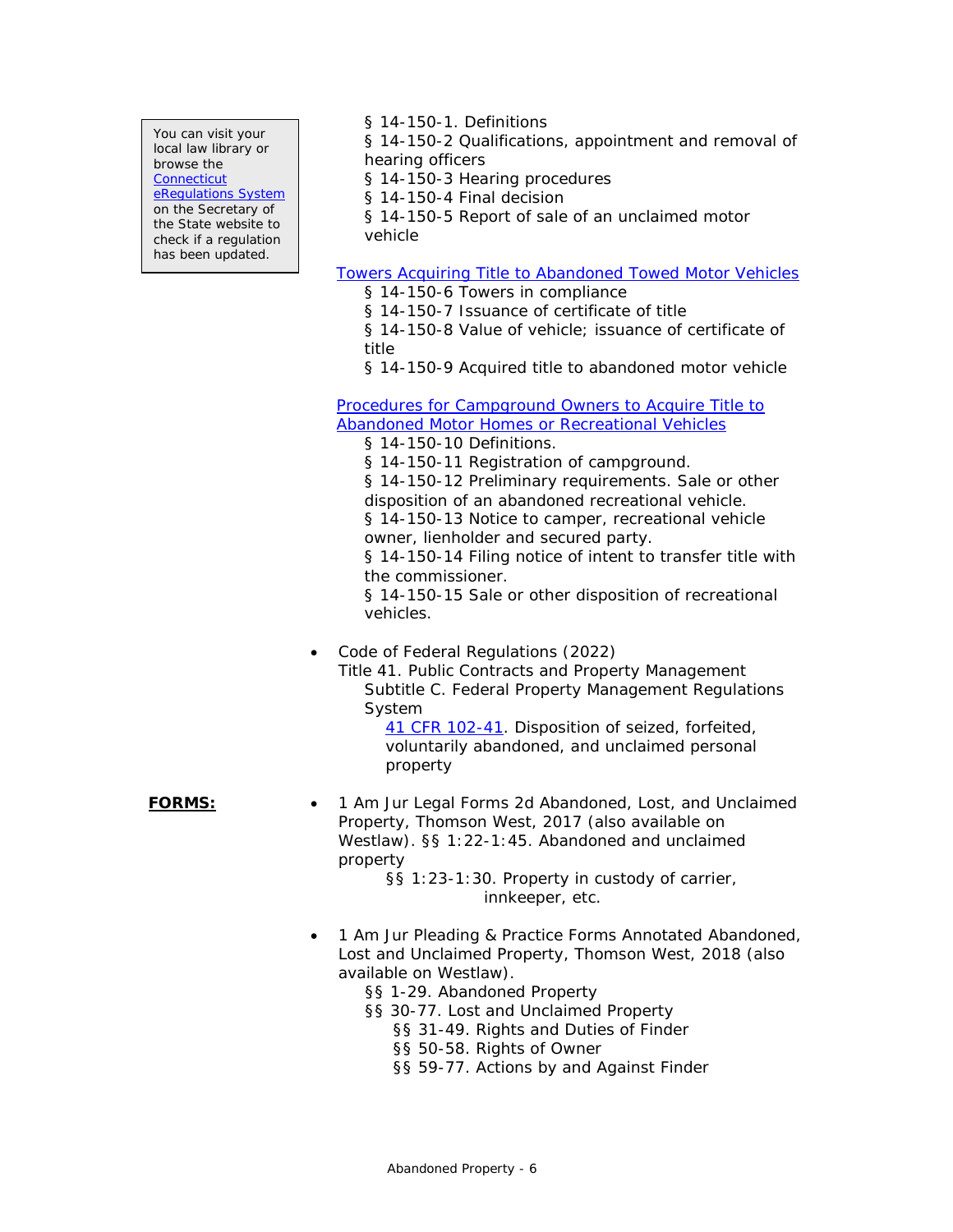> You can visit your local law library or browse the Connecticut eRegulations System on the Secretary of the State website to check if a regulation has been updated.

§ 14-150-1. Definitions
§ 14-150-2 Qualifications, appointment and removal of hearing officers
§ 14-150-3 Hearing procedures
§ 14-150-4 Final decision
§ 14-150-5 Report of sale of an unclaimed motor vehicle

Towers Acquiring Title to Abandoned Towed Motor Vehicles
§ 14-150-6 Towers in compliance
§ 14-150-7 Issuance of certificate of title
§ 14-150-8 Value of vehicle; issuance of certificate of title
§ 14-150-9 Acquired title to abandoned motor vehicle

Procedures for Campground Owners to Acquire Title to Abandoned Motor Homes or Recreational Vehicles
§ 14-150-10 Definitions.
§ 14-150-11 Registration of campground.
§ 14-150-12 Preliminary requirements. Sale or other disposition of an abandoned recreational vehicle.
§ 14-150-13 Notice to camper, recreational vehicle owner, lienholder and secured party.
§ 14-150-14 Filing notice of intent to transfer title with the commissioner.
§ 14-150-15 Sale or other disposition of recreational vehicles.

- Code of Federal Regulations (2022)
  Title 41. Public Contracts and Property Management
    Subtitle C. Federal Property Management Regulations System
      41 CFR 102-41. Disposition of seized, forfeited, voluntarily abandoned, and unclaimed personal property

**FORMS:**

- 1 Am Jur Legal Forms 2d Abandoned, Lost, and Unclaimed Property, Thomson West, 2017 (also available on Westlaw). §§ 1:22-1:45. Abandoned and unclaimed property
  - §§ 1:23-1:30. Property in custody of carrier, innkeeper, etc.

- 1 Am Jur Pleading & Practice Forms Annotated Abandoned, Lost and Unclaimed Property, Thomson West, 2018 (also available on Westlaw).
  - §§ 1-29. Abandoned Property
  - §§ 30-77. Lost and Unclaimed Property
    - §§ 31-49. Rights and Duties of Finder
    - §§ 50-58. Rights of Owner
    - §§ 59-77. Actions by and Against Finder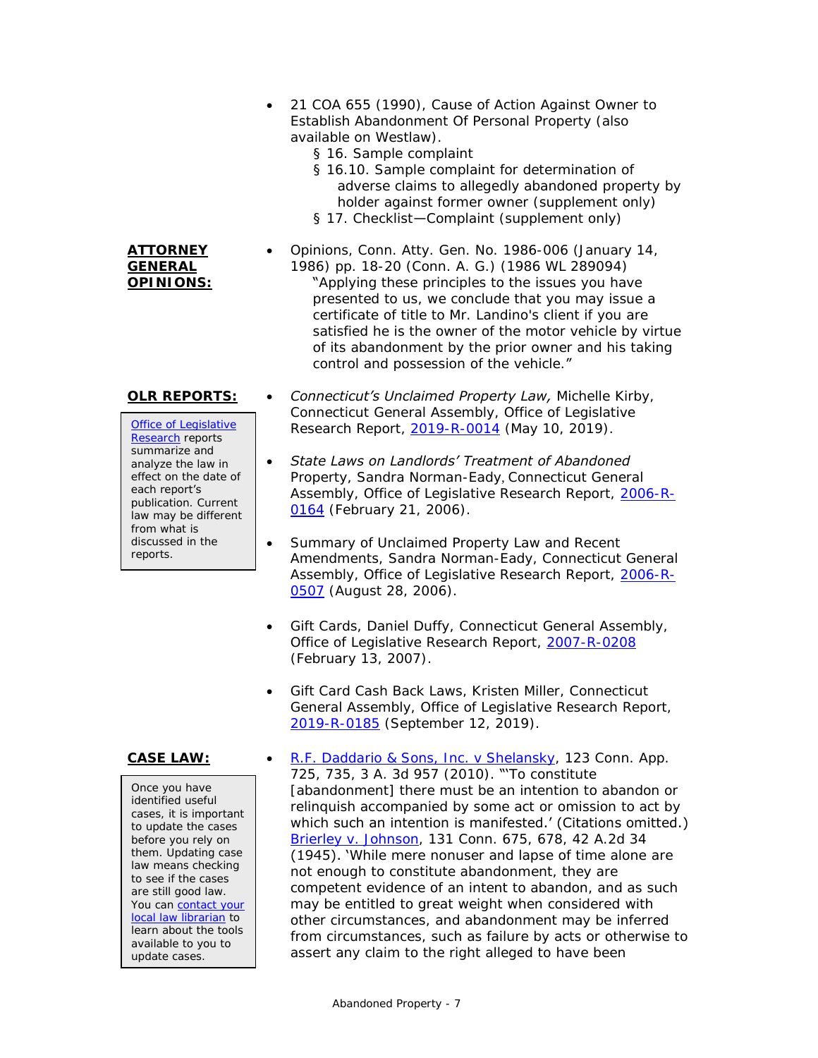- 21 COA 655 (1990), Cause of Action Against Owner to Establish Abandonment Of Personal Property (also available on Westlaw).
    - § 16. Sample complaint
    - § 16.10. Sample complaint for determination of adverse claims to allegedly abandoned property by holder against former owner (supplement only)
    - § 17. Checklist—Complaint (supplement only)

**ATTORNEY GENERAL OPINIONS:**

- Opinions, Conn. Atty. Gen. No. 1986-006 (January 14, 1986) pp. 18-20 (Conn. A. G.) (1986 WL 289094)
    "Applying these principles to the issues you have presented to us, we conclude that you may issue a certificate of title to Mr. Landino's client if you are satisfied he is the owner of the motor vehicle by virtue of its abandonment by the prior owner and his taking control and possession of the vehicle."

**OLR REPORTS:**

> Office of Legislative Research reports summarize and analyze the law in effect on the date of each report's publication. Current law may be different from what is discussed in the reports.

- *Connecticut's Unclaimed Property Law,* Michelle Kirby, Connecticut General Assembly, Office of Legislative Research Report, 2019-R-0014 (May 10, 2019).
- *State Laws on Landlords' Treatment of Abandoned Property*, Sandra Norman-Eady, Connecticut General Assembly, Office of Legislative Research Report, 2006-R-0164 (February 21, 2006).
- Summary of Unclaimed Property Law and Recent Amendments, Sandra Norman-Eady, Connecticut General Assembly, Office of Legislative Research Report, 2006-R-0507 (August 28, 2006).
- Gift Cards, Daniel Duffy, Connecticut General Assembly, Office of Legislative Research Report, 2007-R-0208 (February 13, 2007).
- Gift Card Cash Back Laws, Kristen Miller, Connecticut General Assembly, Office of Legislative Research Report, 2019-R-0185 (September 12, 2019).

**CASE LAW:**

> Once you have identified useful cases, it is important to update the cases before you rely on them. Updating case law means checking to see if the cases are still good law. You can contact your local law librarian to learn about the tools available to you to update cases.

- R.F. Daddario & Sons, Inc. v Shelansky, 123 Conn. App. 725, 735, 3 A. 3d 957 (2010). "'To constitute [abandonment] there must be an intention to abandon or relinquish accompanied by some act or omission to act by which such an intention is manifested.' (Citations omitted.) Brierley v. Johnson, 131 Conn. 675, 678, 42 A.2d 34 (1945). 'While mere nonuser and lapse of time alone are not enough to constitute abandonment, they are competent evidence of an intent to abandon, and as such may be entitled to great weight when considered with other circumstances, and abandonment may be inferred from circumstances, such as failure by acts or otherwise to assert any claim to the right alleged to have been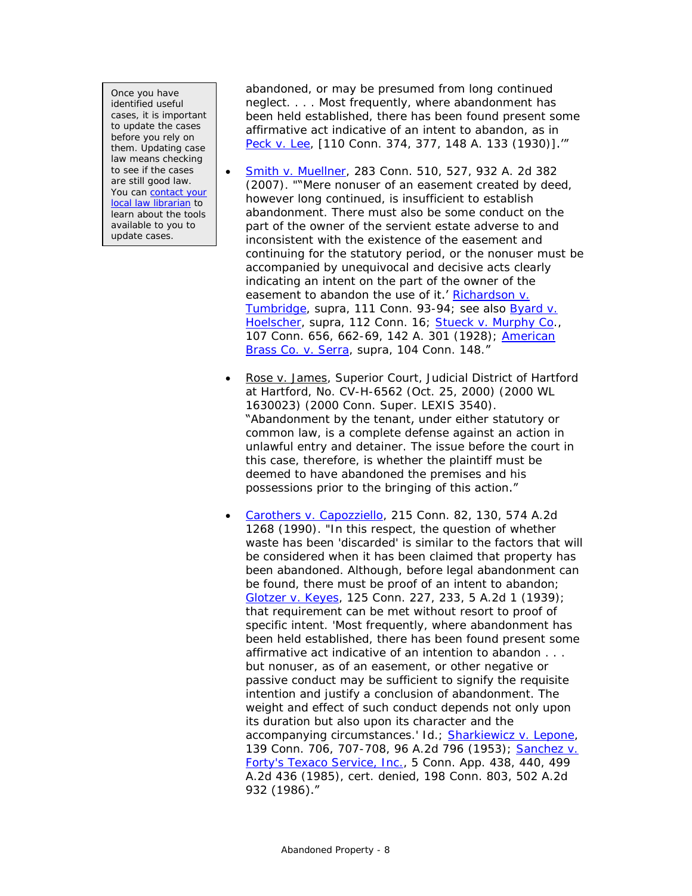> Once you have identified useful cases, it is important to update the cases before you rely on them. Updating case law means checking to see if the cases are still good law. You can contact your local law librarian to learn about the tools available to you to update cases.

abandoned, or may be presumed from long continued neglect. . . . Most frequently, where abandonment has been held established, there has been found present some affirmative act indicative of an intent to abandon, as in Peck v. Lee, [110 Conn. 374, 377, 148 A. 133 (1930)].'"

- Smith v. Muellner, 283 Conn. 510, 527, 932 A. 2d 382 (2007). "'Mere nonuser of an easement created by deed, however long continued, is insufficient to establish abandonment. There must also be some conduct on the part of the owner of the servient estate adverse to and inconsistent with the existence of the easement and continuing for the statutory period, or the nonuser must be accompanied by unequivocal and decisive acts clearly indicating an intent on the part of the owner of the easement to abandon the use of it.' Richardson v. Tumbridge, supra, 111 Conn. 93-94; see also Byard v. Hoelscher, supra, 112 Conn. 16; Stueck v. Murphy Co., 107 Conn. 656, 662-69, 142 A. 301 (1928); American Brass Co. v. Serra, supra, 104 Conn. 148."

- Rose v. James, Superior Court, Judicial District of Hartford at Hartford, No. CV-H-6562 (Oct. 25, 2000) (2000 WL 1630023) (2000 Conn. Super. LEXIS 3540). "Abandonment by the tenant, under either statutory or common law, is a complete defense against an action in unlawful entry and detainer. The issue before the court in this case, therefore, is whether the plaintiff must be deemed to have abandoned the premises and his possessions prior to the bringing of this action."

- Carothers v. Capozziello, 215 Conn. 82, 130, 574 A.2d 1268 (1990). "In this respect, the question of whether waste has been 'discarded' is similar to the factors that will be considered when it has been claimed that property has been abandoned. Although, before legal abandonment can be found, there must be proof of an intent to abandon; Glotzer v. Keyes, 125 Conn. 227, 233, 5 A.2d 1 (1939); that requirement can be met without resort to proof of specific intent. 'Most frequently, where abandonment has been held established, there has been found present some affirmative act indicative of an intention to abandon . . . but nonuser, as of an easement, or other negative or passive conduct may be sufficient to signify the requisite intention and justify a conclusion of abandonment. The weight and effect of such conduct depends not only upon its duration but also upon its character and the accompanying circumstances.' Id.; Sharkiewicz v. Lepone, 139 Conn. 706, 707-708, 96 A.2d 796 (1953); Sanchez v. Forty's Texaco Service, Inc., 5 Conn. App. 438, 440, 499 A.2d 436 (1985), cert. denied, 198 Conn. 803, 502 A.2d 932 (1986)."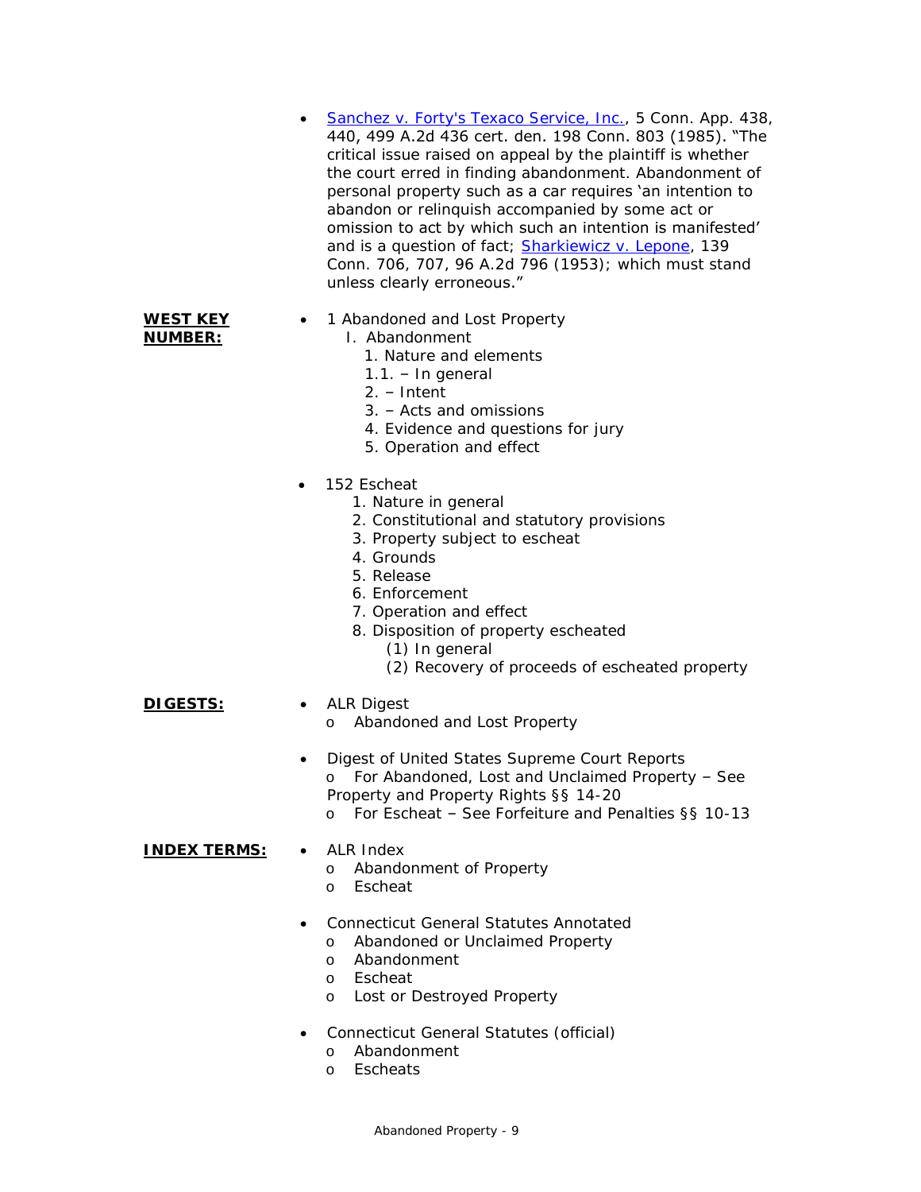- Sanchez v. Forty's Texaco Service, Inc., 5 Conn. App. 438, 440, 499 A.2d 436 cert. den. 198 Conn. 803 (1985). "The critical issue raised on appeal by the plaintiff is whether the court erred in finding abandonment. Abandonment of personal property such as a car requires 'an intention to abandon or relinquish accompanied by some act or omission to act by which such an intention is manifested' and is a question of fact; Sharkiewicz v. Lepone, 139 Conn. 706, 707, 96 A.2d 796 (1953); which must stand unless clearly erroneous."

**WEST KEY NUMBER:**

- 1 Abandoned and Lost Property
  - I. Abandonment
    - 1. Nature and elements
    - 1.1. – In general
    - 2. – Intent
    - 3. – Acts and omissions
    - 4. Evidence and questions for jury
    - 5. Operation and effect
- 152 Escheat
  - 1. Nature in general
  - 2. Constitutional and statutory provisions
  - 3. Property subject to escheat
  - 4. Grounds
  - 5. Release
  - 6. Enforcement
  - 7. Operation and effect
  - 8. Disposition of property escheated
    - (1) In general
    - (2) Recovery of proceeds of escheated property

**DIGESTS:**

- ALR Digest
  - Abandoned and Lost Property
- Digest of United States Supreme Court Reports
  - For Abandoned, Lost and Unclaimed Property – See Property and Property Rights §§ 14-20
  - For Escheat – See Forfeiture and Penalties §§ 10-13

**INDEX TERMS:**

- ALR Index
  - Abandonment of Property
  - Escheat
- Connecticut General Statutes Annotated
  - Abandoned or Unclaimed Property
  - Abandonment
  - Escheat
  - Lost or Destroyed Property
- Connecticut General Statutes (official)
  - Abandonment
  - Escheats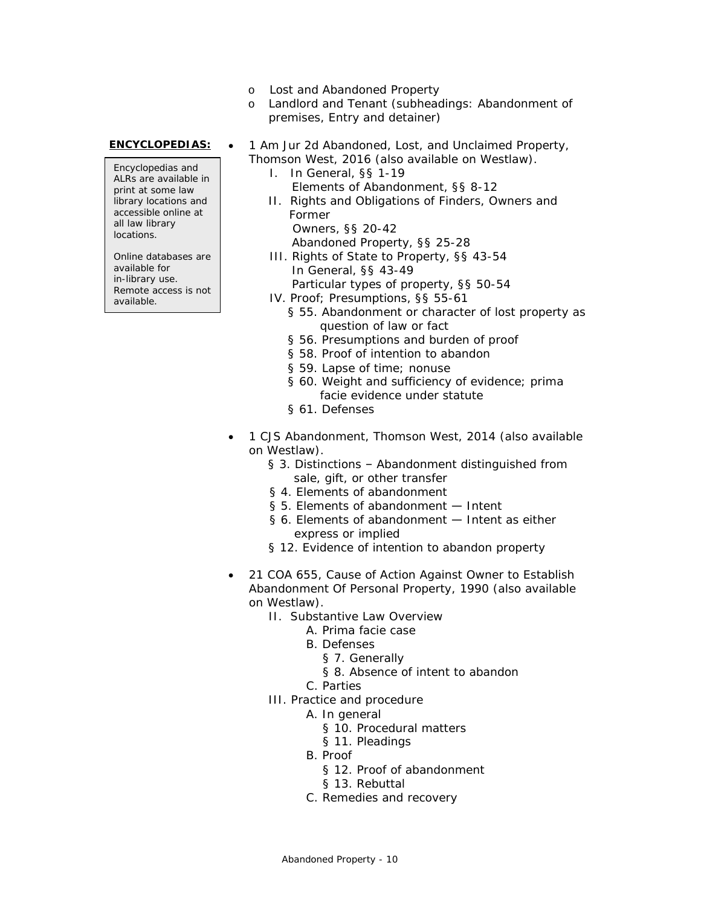- Lost and Abandoned Property
- Landlord and Tenant (subheadings: Abandonment of premises, Entry and detainer)

**ENCYCLOPEDIAS:**

> Encyclopedias and ALRs are available in print at some law library locations and accessible online at all law library locations.
>
> Online databases are available for in-library use. Remote access is not available.

- 1 Am Jur 2d Abandoned, Lost, and Unclaimed Property, Thomson West, 2016 (also available on Westlaw).
  - I. In General, §§ 1-19
    - Elements of Abandonment, §§ 8-12
  - II. Rights and Obligations of Finders, Owners and Former Owners, §§ 20-42
    - Abandoned Property, §§ 25-28
  - III. Rights of State to Property, §§ 43-54
    - In General, §§ 43-49
    - Particular types of property, §§ 50-54
  - IV. Proof; Presumptions, §§ 55-61
    - § 55. Abandonment or character of lost property as question of law or fact
    - § 56. Presumptions and burden of proof
    - § 58. Proof of intention to abandon
    - § 59. Lapse of time; nonuse
    - § 60. Weight and sufficiency of evidence; prima facie evidence under statute
    - § 61. Defenses

- 1 CJS Abandonment, Thomson West, 2014 (also available on Westlaw).
  - § 3. Distinctions – Abandonment distinguished from sale, gift, or other transfer
  - § 4. Elements of abandonment
  - § 5. Elements of abandonment — Intent
  - § 6. Elements of abandonment — Intent as either express or implied
  - § 12. Evidence of intention to abandon property

- 21 COA 655, Cause of Action Against Owner to Establish Abandonment Of Personal Property, 1990 (also available on Westlaw).
  - II. Substantive Law Overview
    - A. Prima facie case
    - B. Defenses
      - § 7. Generally
      - § 8. Absence of intent to abandon
    - C. Parties
  - III. Practice and procedure
    - A. In general
      - § 10. Procedural matters
      - § 11. Pleadings
    - B. Proof
      - § 12. Proof of abandonment
      - § 13. Rebuttal
    - C. Remedies and recovery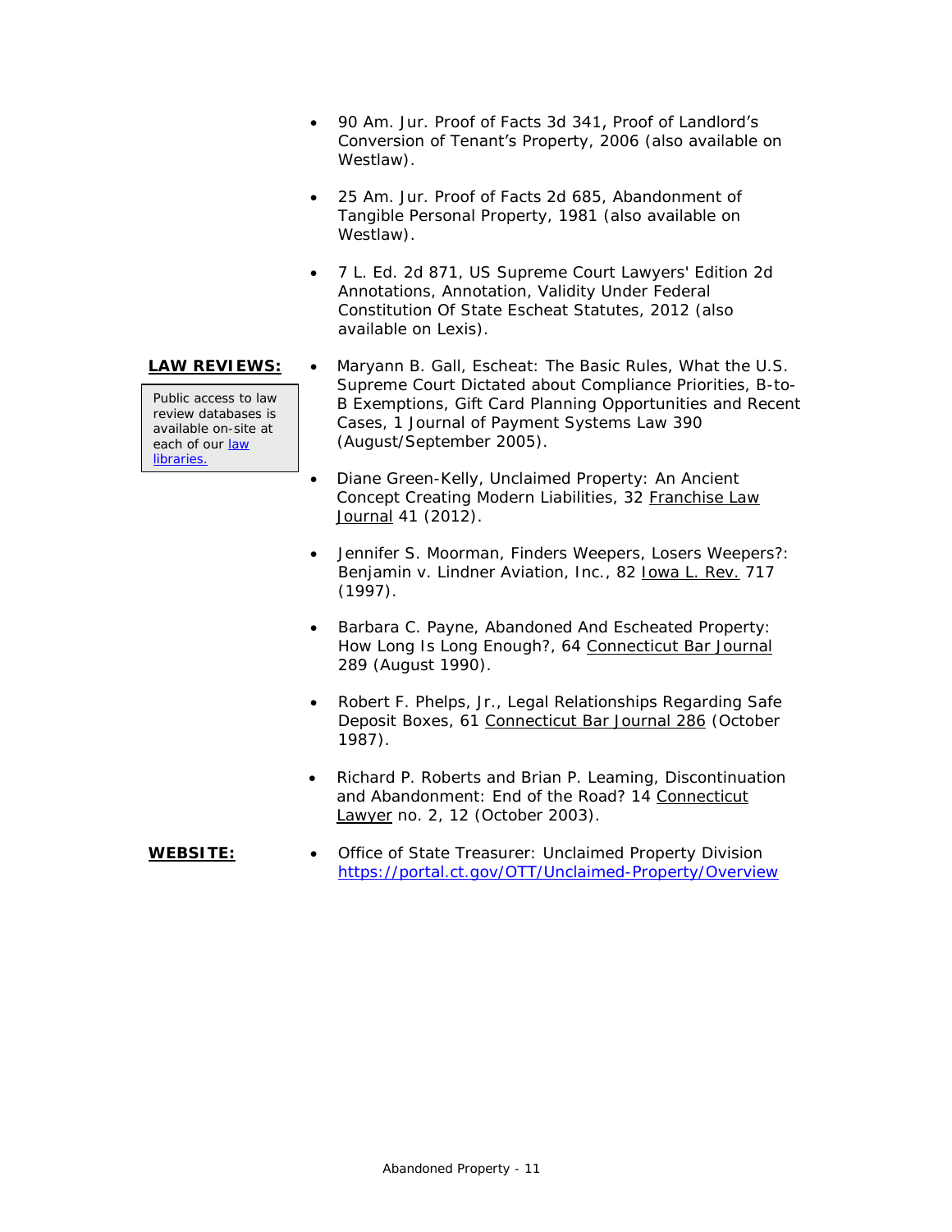- 90 Am. Jur. Proof of Facts 3d 341, Proof of Landlord's Conversion of Tenant's Property, 2006 (also available on Westlaw).

- 25 Am. Jur. Proof of Facts 2d 685, Abandonment of Tangible Personal Property, 1981 (also available on Westlaw).

- 7 L. Ed. 2d 871, US Supreme Court Lawyers' Edition 2d Annotations, Annotation, Validity Under Federal Constitution Of State Escheat Statutes, 2012 (also available on Lexis).

**LAW REVIEWS:**

Public access to law review databases is available on-site at each of our [law libraries.](#)

- Maryann B. Gall, Escheat: The Basic Rules, What the U.S. Supreme Court Dictated about Compliance Priorities, B-to-B Exemptions, Gift Card Planning Opportunities and Recent Cases, 1 Journal of Payment Systems Law 390 (August/September 2005).

- Diane Green-Kelly, Unclaimed Property: An Ancient Concept Creating Modern Liabilities, 32 Franchise Law Journal 41 (2012).

- Jennifer S. Moorman, Finders Weepers, Losers Weepers?: Benjamin v. Lindner Aviation, Inc., 82 Iowa L. Rev. 717 (1997).

- Barbara C. Payne, Abandoned And Escheated Property: How Long Is Long Enough?, 64 Connecticut Bar Journal 289 (August 1990).

- Robert F. Phelps, Jr., Legal Relationships Regarding Safe Deposit Boxes, 61 Connecticut Bar Journal 286 (October 1987).

- Richard P. Roberts and Brian P. Leaming, Discontinuation and Abandonment: End of the Road? 14 Connecticut Lawyer no. 2, 12 (October 2003).

**WEBSITE:**

- Office of State Treasurer: Unclaimed Property Division https://portal.ct.gov/OTT/Unclaimed-Property/Overview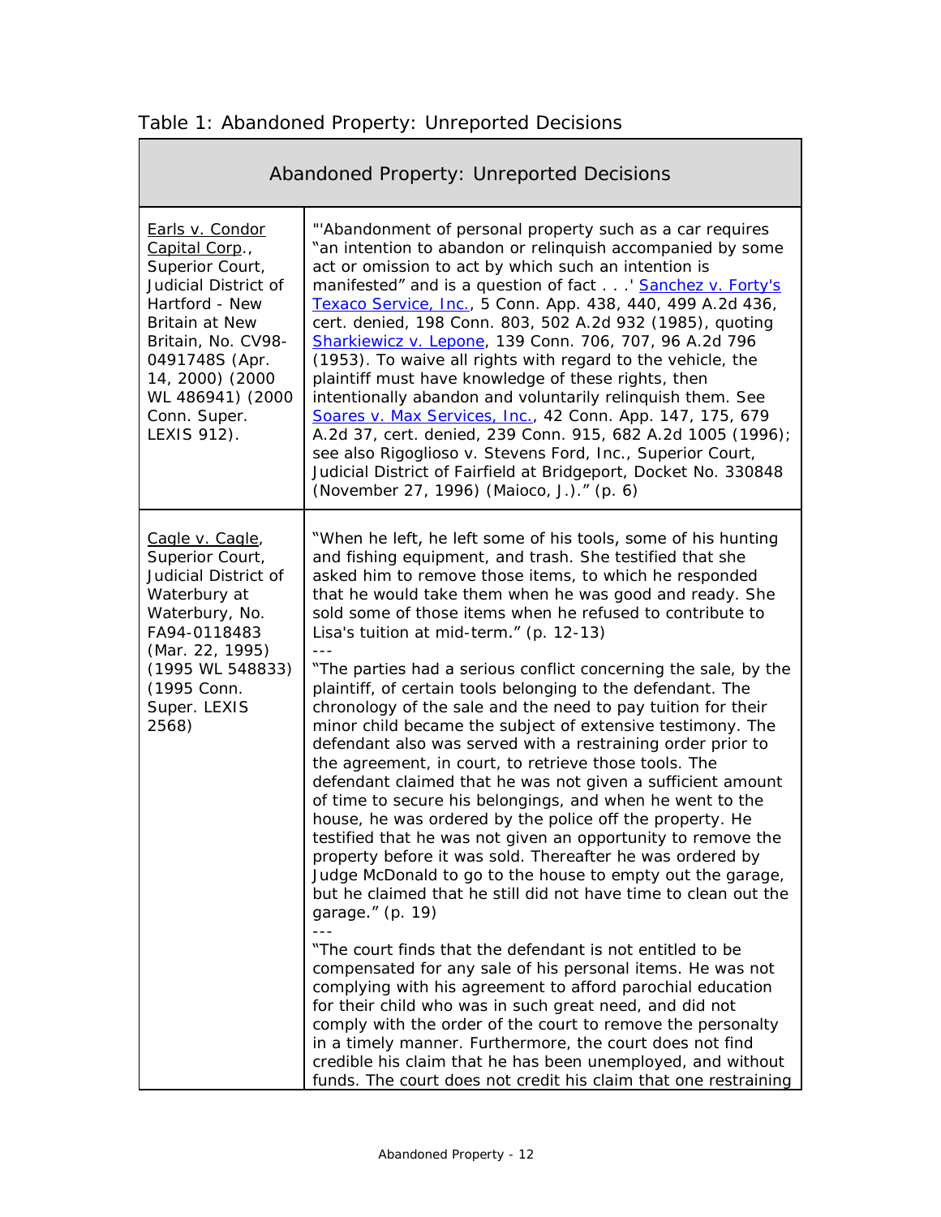Table 1: Abandoned Property: Unreported Decisions

| Abandoned Property: Unreported Decisions | |
|---|---|
| Earls v. Condor Capital Corp., Superior Court, Judicial District of Hartford - New Britain at New Britain, No. CV98-0491748S (Apr. 14, 2000) (2000 WL 486941) (2000 Conn. Super. LEXIS 912). | "'Abandonment of personal property such as a car requires "an intention to abandon or relinquish accompanied by some act or omission to act by which such an intention is manifested" and is a question of fact . . .' Sanchez v. Forty's Texaco Service, Inc., 5 Conn. App. 438, 440, 499 A.2d 436, cert. denied, 198 Conn. 803, 502 A.2d 932 (1985), quoting Sharkiewicz v. Lepone, 139 Conn. 706, 707, 96 A.2d 796 (1953). To waive all rights with regard to the vehicle, the plaintiff must have knowledge of these rights, then intentionally abandon and voluntarily relinquish them. See Soares v. Max Services, Inc., 42 Conn. App. 147, 175, 679 A.2d 37, cert. denied, 239 Conn. 915, 682 A.2d 1005 (1996); see also Rigoglioso v. Stevens Ford, Inc., Superior Court, Judicial District of Fairfield at Bridgeport, Docket No. 330848 (November 27, 1996) (Maioco, J.)." (p. 6) |
| Cagle v. Cagle, Superior Court, Judicial District of Waterbury at Waterbury, No. FA94-0118483 (Mar. 22, 1995) (1995 WL 548833) (1995 Conn. Super. LEXIS 2568) | "When he left, he left some of his tools, some of his hunting and fishing equipment, and trash. She testified that she asked him to remove those items, to which he responded that he would take them when he was good and ready. She sold some of those items when he refused to contribute to Lisa's tuition at mid-term." (p. 12-13)<br>---<br>"The parties had a serious conflict concerning the sale, by the plaintiff, of certain tools belonging to the defendant. The chronology of the sale and the need to pay tuition for their minor child became the subject of extensive testimony. The defendant also was served with a restraining order prior to the agreement, in court, to retrieve those tools. The defendant claimed that he was not given a sufficient amount of time to secure his belongings, and when he went to the house, he was ordered by the police off the property. He testified that he was not given an opportunity to remove the property before it was sold. Thereafter he was ordered by Judge McDonald to go to the house to empty out the garage, but he claimed that he still did not have time to clean out the garage." (p. 19)<br>---<br>"The court finds that the defendant is not entitled to be compensated for any sale of his personal items. He was not complying with his agreement to afford parochial education for their child who was in such great need, and did not comply with the order of the court to remove the personalty in a timely manner. Furthermore, the court does not find credible his claim that he has been unemployed, and without funds. The court does not credit his claim that one restraining |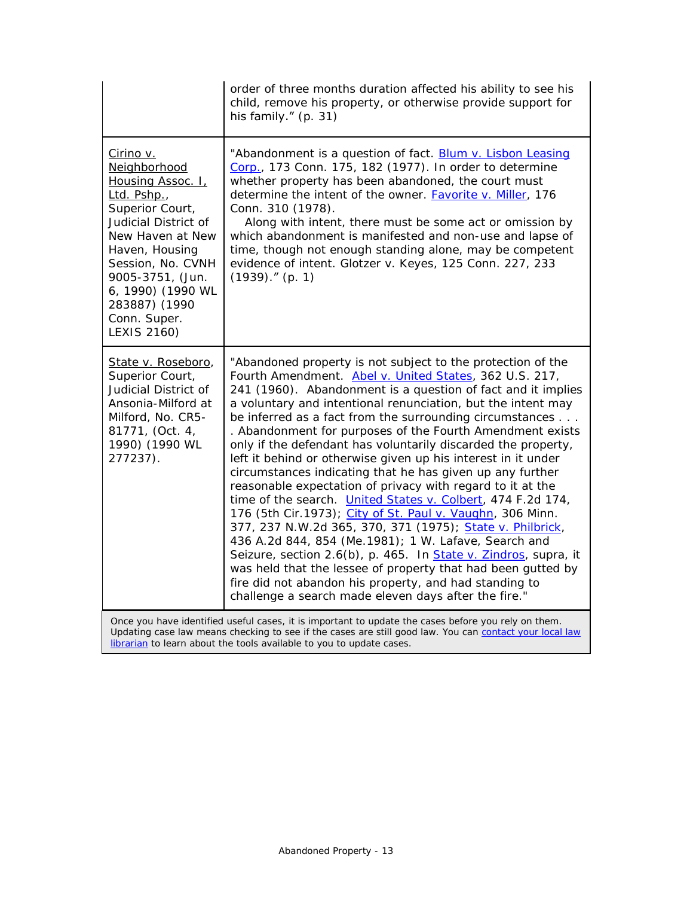| | |
|---|---|
| | order of three months duration affected his ability to see his child, remove his property, or otherwise provide support for his family." (p. 31) |
| Cirino v. Neighborhood Housing Assoc. I, Ltd. Pshp., Superior Court, Judicial District of New Haven at New Haven, Housing Session, No. CVNH 9005-3751, (Jun. 6, 1990) (1990 WL 283887) (1990 Conn. Super. LEXIS 2160) | "Abandonment is a question of fact. Blum v. Lisbon Leasing Corp., 173 Conn. 175, 182 (1977). In order to determine whether property has been abandoned, the court must determine the intent of the owner. Favorite v. Miller, 176 Conn. 310 (1978).<br>Along with intent, there must be some act or omission by which abandonment is manifested and non-use and lapse of time, though not enough standing alone, may be competent evidence of intent. Glotzer v. Keyes, 125 Conn. 227, 233 (1939)." (p. 1) |
| State v. Roseboro, Superior Court, Judicial District of Ansonia-Milford at Milford, No. CR5-81771, (Oct. 4, 1990) (1990 WL 277237). | "Abandoned property is not subject to the protection of the Fourth Amendment. Abel v. United States, 362 U.S. 217, 241 (1960). Abandonment is a question of fact and it implies a voluntary and intentional renunciation, but the intent may be inferred as a fact from the surrounding circumstances . . . . Abandonment for purposes of the Fourth Amendment exists only if the defendant has voluntarily discarded the property, left it behind or otherwise given up his interest in it under circumstances indicating that he has given up any further reasonable expectation of privacy with regard to it at the time of the search. United States v. Colbert, 474 F.2d 174, 176 (5th Cir.1973); City of St. Paul v. Vaughn, 306 Minn. 377, 237 N.W.2d 365, 370, 371 (1975); State v. Philbrick, 436 A.2d 844, 854 (Me.1981); 1 W. Lafave, Search and Seizure, section 2.6(b), p. 465. In State v. Zindros, supra, it was held that the lessee of property that had been gutted by fire did not abandon his property, and had standing to challenge a search made eleven days after the fire." |

Once you have identified useful cases, it is important to update the cases before you rely on them. Updating case law means checking to see if the cases are still good law. You can contact your local law librarian to learn about the tools available to you to update cases.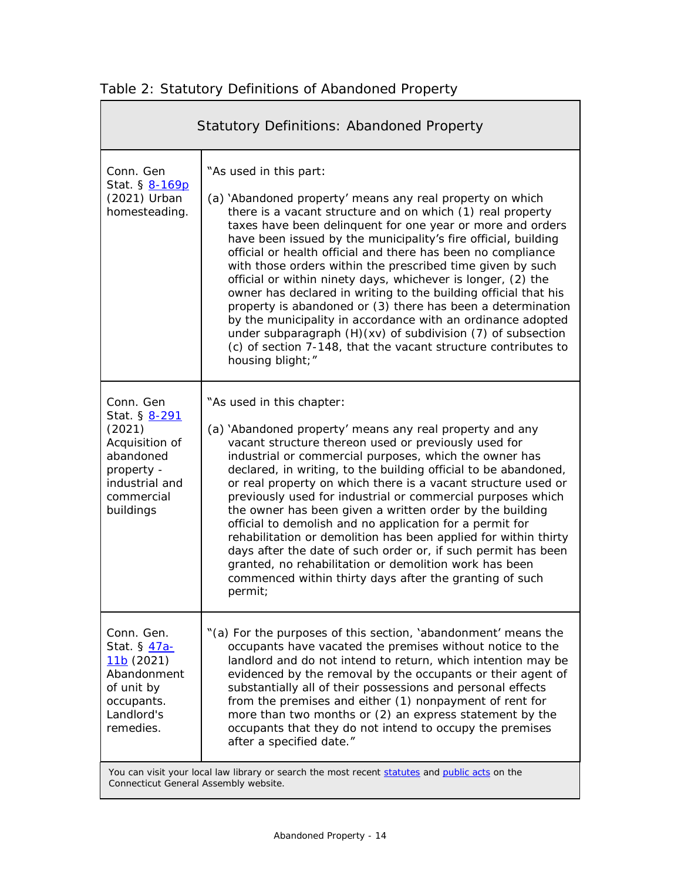Table 2: Statutory Definitions of Abandoned Property

| Statutory Definitions: Abandoned Property | |
|---|---|
| Conn. Gen Stat. § 8-169p (2021) Urban homesteading. | "As used in this part: (a) 'Abandoned property' means any real property on which there is a vacant structure and on which (1) real property taxes have been delinquent for one year or more and orders have been issued by the municipality's fire official, building official or health official and there has been no compliance with those orders within the prescribed time given by such official or within ninety days, whichever is longer, (2) the owner has declared in writing to the building official that his property is abandoned or (3) there has been a determination by the municipality in accordance with an ordinance adopted under subparagraph (H)(xv) of subdivision (7) of subsection (c) of section 7-148, that the vacant structure contributes to housing blight;" |
| Conn. Gen Stat. § 8-291 (2021) Acquisition of abandoned property - industrial and commercial buildings | "As used in this chapter: (a) 'Abandoned property' means any real property and any vacant structure thereon used or previously used for industrial or commercial purposes, which the owner has declared, in writing, to the building official to be abandoned, or real property on which there is a vacant structure used or previously used for industrial or commercial purposes which the owner has been given a written order by the building official to demolish and no application for a permit for rehabilitation or demolition has been applied for within thirty days after the date of such order or, if such permit has been granted, no rehabilitation or demolition work has been commenced within thirty days after the granting of such permit; |
| Conn. Gen. Stat. § 47a-11b (2021) Abandonment of unit by occupants. Landlord's remedies. | "(a) For the purposes of this section, 'abandonment' means the occupants have vacated the premises without notice to the landlord and do not intend to return, which intention may be evidenced by the removal by the occupants or their agent of substantially all of their possessions and personal effects from the premises and either (1) nonpayment of rent for more than two months or (2) an express statement by the occupants that they do not intend to occupy the premises after a specified date." |
| You can visit your local law library or search the most recent statutes and public acts on the Connecticut General Assembly website. | |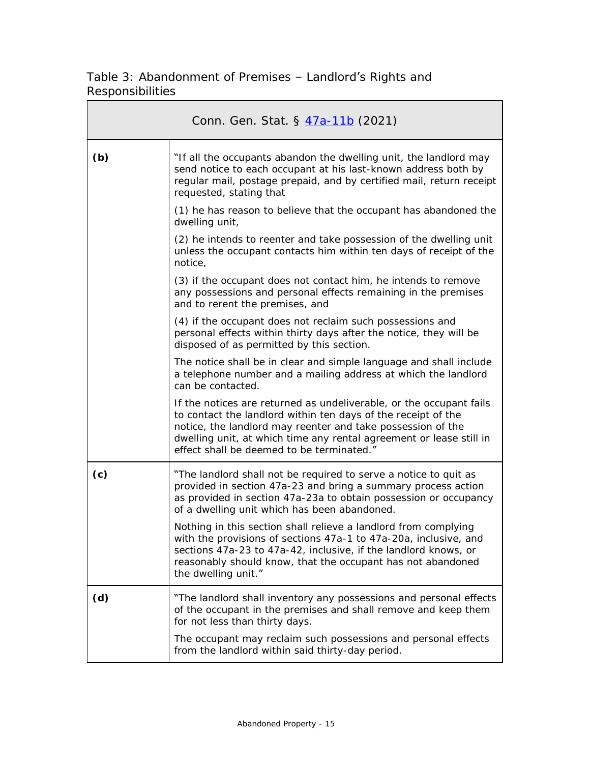Table 3: Abandonment of Premises – Landlord's Rights and Responsibilities

| Conn. Gen. Stat. § 47a-11b (2021) | |
|---|---|
| **(b)** | "If all the occupants abandon the dwelling unit, the landlord may send notice to each occupant at his last-known address both by regular mail, postage prepaid, and by certified mail, return receipt requested, stating that<br><br>(1) he has reason to believe that the occupant has abandoned the dwelling unit,<br><br>(2) he intends to reenter and take possession of the dwelling unit unless the occupant contacts him within ten days of receipt of the notice,<br><br>(3) if the occupant does not contact him, he intends to remove any possessions and personal effects remaining in the premises and to rerent the premises, and<br><br>(4) if the occupant does not reclaim such possessions and personal effects within thirty days after the notice, they will be disposed of as permitted by this section.<br><br>The notice shall be in clear and simple language and shall include a telephone number and a mailing address at which the landlord can be contacted.<br><br>If the notices are returned as undeliverable, or the occupant fails to contact the landlord within ten days of the receipt of the notice, the landlord may reenter and take possession of the dwelling unit, at which time any rental agreement or lease still in effect shall be deemed to be terminated." |
| **(c)** | "The landlord shall not be required to serve a notice to quit as provided in section 47a-23 and bring a summary process action as provided in section 47a-23a to obtain possession or occupancy of a dwelling unit which has been abandoned.<br><br>Nothing in this section shall relieve a landlord from complying with the provisions of sections 47a-1 to 47a-20a, inclusive, and sections 47a-23 to 47a-42, inclusive, if the landlord knows, or reasonably should know, that the occupant has not abandoned the dwelling unit." |
| **(d)** | "The landlord shall inventory any possessions and personal effects of the occupant in the premises and shall remove and keep them for not less than thirty days.<br><br>The occupant may reclaim such possessions and personal effects from the landlord within said thirty-day period. |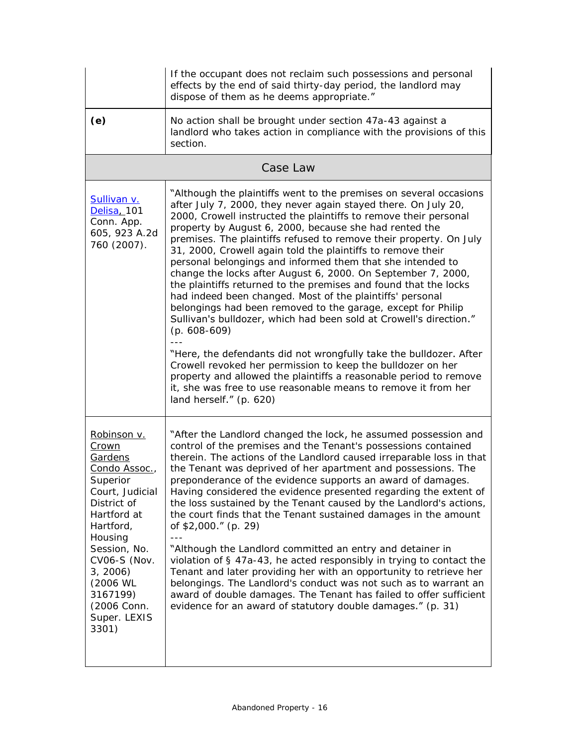| | |
|---|---|
| | If the occupant does not reclaim such possessions and personal effects by the end of said thirty-day period, the landlord may dispose of them as he deems appropriate." |
| **(e)** | No action shall be brought under section 47a-43 against a landlord who takes action in compliance with the provisions of this section. |

| Case Law | |
|---|---|
| Sullivan v. Delisa, 101 Conn. App. 605, 923 A.2d 760 (2007). | "Although the plaintiffs went to the premises on several occasions after July 7, 2000, they never again stayed there. On July 20, 2000, Crowell instructed the plaintiffs to remove their personal property by August 6, 2000, because she had rented the premises. The plaintiffs refused to remove their property. On July 31, 2000, Crowell again told the plaintiffs to remove their personal belongings and informed them that she intended to change the locks after August 6, 2000. On September 7, 2000, the plaintiffs returned to the premises and found that the locks had indeed been changed. Most of the plaintiffs' personal belongings had been removed to the garage, except for Philip Sullivan's bulldozer, which had been sold at Crowell's direction." (p. 608-609) <br> --- <br> "Here, the defendants did not wrongfully take the bulldozer. After Crowell revoked her permission to keep the bulldozer on her property and allowed the plaintiffs a reasonable period to remove it, she was free to use reasonable means to remove it from her land herself." (p. 620) |
| Robinson v. Crown Gardens Condo Assoc., Superior Court, Judicial District of Hartford at Hartford, Housing Session, No. CV06-S (Nov. 3, 2006) (2006 WL 3167199) (2006 Conn. Super. LEXIS 3301) | "After the Landlord changed the lock, he assumed possession and control of the premises and the Tenant's possessions contained therein. The actions of the Landlord caused irreparable loss in that the Tenant was deprived of her apartment and possessions. The preponderance of the evidence supports an award of damages. Having considered the evidence presented regarding the extent of the loss sustained by the Tenant caused by the Landlord's actions, the court finds that the Tenant sustained damages in the amount of $2,000." (p. 29) <br> --- <br> "Although the Landlord committed an entry and detainer in violation of § 47a-43, he acted responsibly in trying to contact the Tenant and later providing her with an opportunity to retrieve her belongings. The Landlord's conduct was not such as to warrant an award of double damages. The Tenant has failed to offer sufficient evidence for an award of statutory double damages." (p. 31) |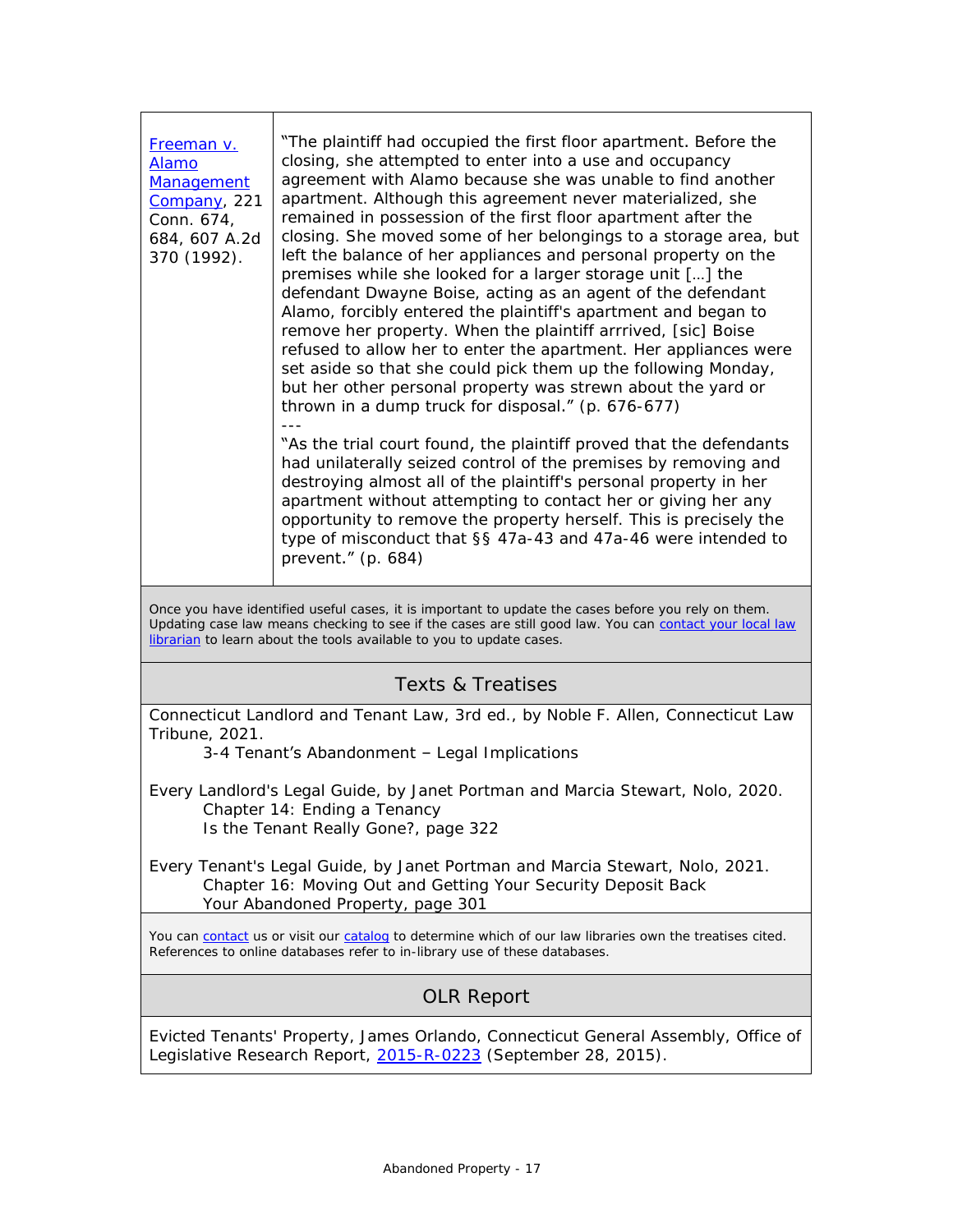| | |
|---|---|
| Freeman v. Alamo Management Company, 221 Conn. 674, 684, 607 A.2d 370 (1992). | "The plaintiff had occupied the first floor apartment. Before the closing, she attempted to enter into a use and occupancy agreement with Alamo because she was unable to find another apartment. Although this agreement never materialized, she remained in possession of the first floor apartment after the closing. She moved some of her belongings to a storage area, but left the balance of her appliances and personal property on the premises while she looked for a larger storage unit […] the defendant Dwayne Boise, acting as an agent of the defendant Alamo, forcibly entered the plaintiff's apartment and began to remove her property. When the plaintiff arrrived, [sic] Boise refused to allow her to enter the apartment. Her appliances were set aside so that she could pick them up the following Monday, but her other personal property was strewn about the yard or thrown in a dump truck for disposal." (p. 676-677)<br>---<br>"As the trial court found, the plaintiff proved that the defendants had unilaterally seized control of the premises by removing and destroying almost all of the plaintiff's personal property in her apartment without attempting to contact her or giving her any opportunity to remove the property herself. This is precisely the type of misconduct that §§ 47a-43 and 47a-46 were intended to prevent." (p. 684) |

Once you have identified useful cases, it is important to update the cases before you rely on them. Updating case law means checking to see if the cases are still good law. You can contact your local law librarian to learn about the tools available to you to update cases.

## Texts & Treatises

Connecticut Landlord and Tenant Law, 3rd ed., by Noble F. Allen, Connecticut Law Tribune, 2021.
  3-4 Tenant's Abandonment – Legal Implications

Every Landlord's Legal Guide, by Janet Portman and Marcia Stewart, Nolo, 2020.
  Chapter 14: Ending a Tenancy
  Is the Tenant Really Gone?, page 322

Every Tenant's Legal Guide, by Janet Portman and Marcia Stewart, Nolo, 2021.
  Chapter 16: Moving Out and Getting Your Security Deposit Back
  Your Abandoned Property, page 301

You can contact us or visit our catalog to determine which of our law libraries own the treatises cited. References to online databases refer to in-library use of these databases.

## OLR Report

Evicted Tenants' Property, James Orlando, Connecticut General Assembly, Office of Legislative Research Report, 2015-R-0223 (September 28, 2015).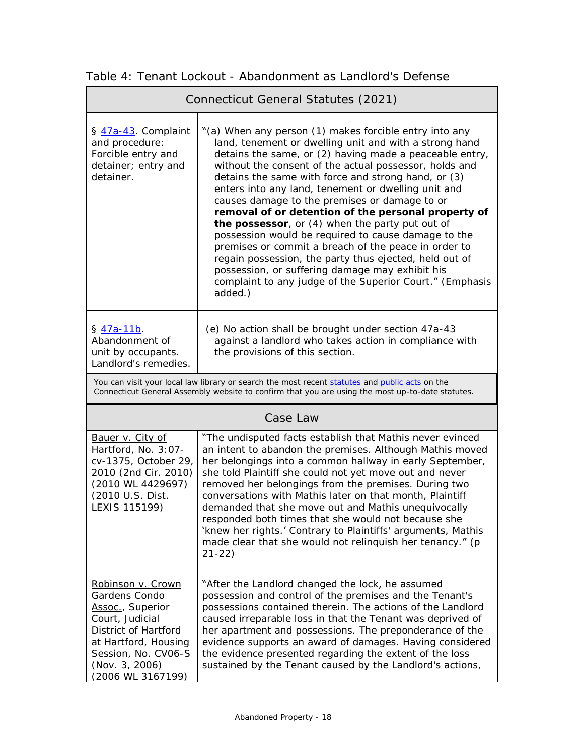Table 4: Tenant Lockout - Abandonment as Landlord's Defense

| Connecticut General Statutes (2021) | |
|---|---|
| § 47a-43. Complaint and procedure: Forcible entry and detainer; entry and detainer. | "(a) When any person (1) makes forcible entry into any land, tenement or dwelling unit and with a strong hand detains the same, or (2) having made a peaceable entry, without the consent of the actual possessor, holds and detains the same with force and strong hand, or (3) enters into any land, tenement or dwelling unit and causes damage to the premises or damage to or **removal of or detention of the personal property of the possessor**, or (4) when the party put out of possession would be required to cause damage to the premises or commit a breach of the peace in order to regain possession, the party thus ejected, held out of possession, or suffering damage may exhibit his complaint to any judge of the Superior Court." (Emphasis added.) |
| § 47a-11b. Abandonment of unit by occupants. Landlord's remedies. | (e) No action shall be brought under section 47a-43 against a landlord who takes action in compliance with the provisions of this section. |
| You can visit your local law library or search the most recent statutes and public acts on the Connecticut General Assembly website to confirm that you are using the most up-to-date statutes. | |

| Case Law | |
|---|---|
| Bauer v. City of Hartford, No. 3:07-cv-1375, October 29, 2010 (2nd Cir. 2010) (2010 WL 4429697) (2010 U.S. Dist. LEXIS 115199) | "The undisputed facts establish that Mathis never evinced an intent to abandon the premises. Although Mathis moved her belongings into a common hallway in early September, she told Plaintiff she could not yet move out and never removed her belongings from the premises. During two conversations with Mathis later on that month, Plaintiff demanded that she move out and Mathis unequivocally responded both times that she would not because she 'knew her rights.' Contrary to Plaintiffs' arguments, Mathis made clear that she would not relinquish her tenancy." (p 21-22) |
| Robinson v. Crown Gardens Condo Assoc., Superior Court, Judicial District of Hartford at Hartford, Housing Session, No. CV06-S (Nov. 3, 2006) (2006 WL 3167199) | "After the Landlord changed the lock, he assumed possession and control of the premises and the Tenant's possessions contained therein. The actions of the Landlord caused irreparable loss in that the Tenant was deprived of her apartment and possessions. The preponderance of the evidence supports an award of damages. Having considered the evidence presented regarding the extent of the loss sustained by the Tenant caused by the Landlord's actions, |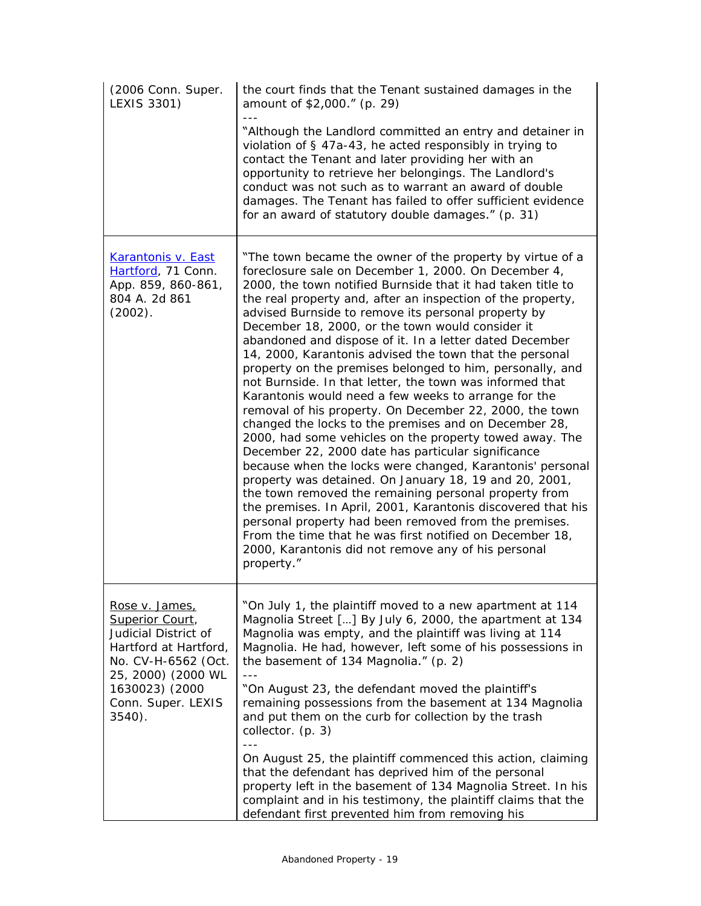| | |
|---|---|
| (2006 Conn. Super. LEXIS 3301) | the court finds that the Tenant sustained damages in the amount of $2,000." (p. 29)<br>---<br>"Although the Landlord committed an entry and detainer in violation of § 47a-43, he acted responsibly in trying to contact the Tenant and later providing her with an opportunity to retrieve her belongings. The Landlord's conduct was not such as to warrant an award of double damages. The Tenant has failed to offer sufficient evidence for an award of statutory double damages." (p. 31) |
| Karantonis v. East Hartford, 71 Conn. App. 859, 860-861, 804 A. 2d 861 (2002). | "The town became the owner of the property by virtue of a foreclosure sale on December 1, 2000. On December 4, 2000, the town notified Burnside that it had taken title to the real property and, after an inspection of the property, advised Burnside to remove its personal property by December 18, 2000, or the town would consider it abandoned and dispose of it. In a letter dated December 14, 2000, Karantonis advised the town that the personal property on the premises belonged to him, personally, and not Burnside. In that letter, the town was informed that Karantonis would need a few weeks to arrange for the removal of his property. On December 22, 2000, the town changed the locks to the premises and on December 28, 2000, had some vehicles on the property towed away. The December 22, 2000 date has particular significance because when the locks were changed, Karantonis' personal property was detained. On January 18, 19 and 20, 2001, the town removed the remaining personal property from the premises. In April, 2001, Karantonis discovered that his personal property had been removed from the premises. From the time that he was first notified on December 18, 2000, Karantonis did not remove any of his personal property." |
| Rose v. James, Superior Court, Judicial District of Hartford at Hartford, No. CV-H-6562 (Oct. 25, 2000) (2000 WL 1630023) (2000 Conn. Super. LEXIS 3540). | "On July 1, the plaintiff moved to a new apartment at 114 Magnolia Street […] By July 6, 2000, the apartment at 134 Magnolia was empty, and the plaintiff was living at 114 Magnolia. He had, however, left some of his possessions in the basement of 134 Magnolia." (p. 2)<br>---<br>"On August 23, the defendant moved the plaintiff's remaining possessions from the basement at 134 Magnolia and put them on the curb for collection by the trash collector. (p. 3)<br>---<br>On August 25, the plaintiff commenced this action, claiming that the defendant has deprived him of the personal property left in the basement of 134 Magnolia Street. In his complaint and in his testimony, the plaintiff claims that the defendant first prevented him from removing his |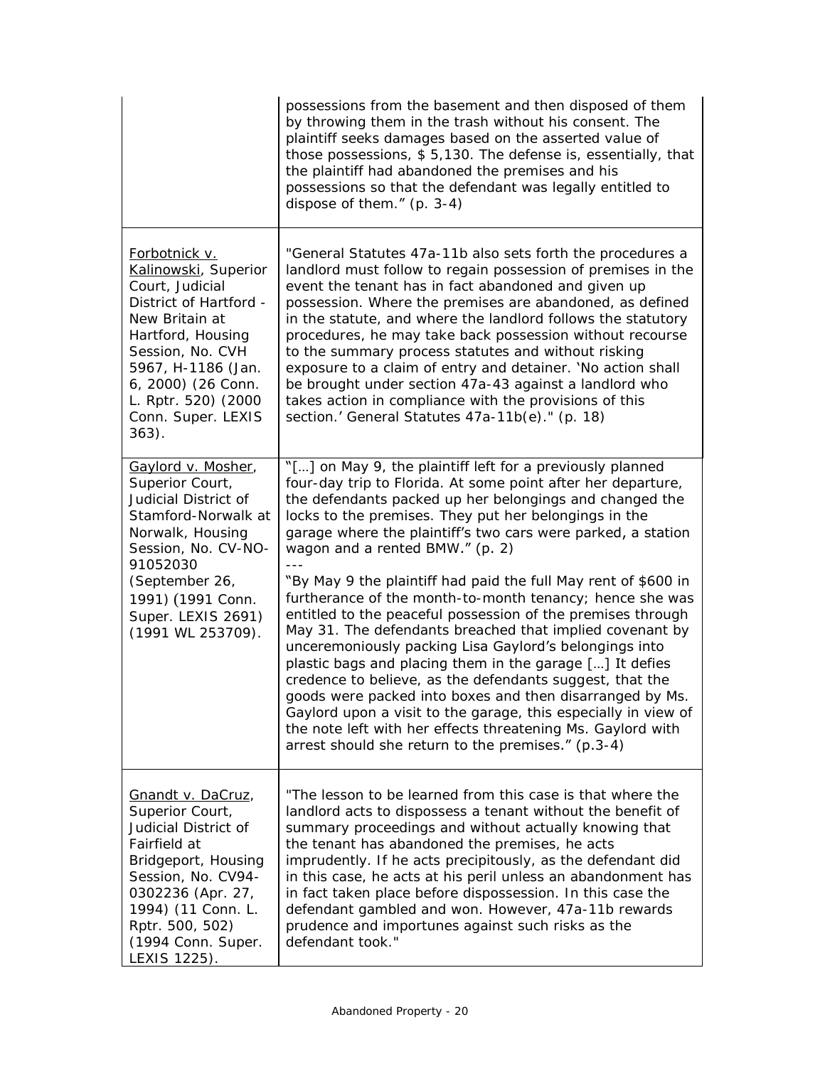| | |
|---|---|
| | possessions from the basement and then disposed of them by throwing them in the trash without his consent. The plaintiff seeks damages based on the asserted value of those possessions, $ 5,130. The defense is, essentially, that the plaintiff had abandoned the premises and his possessions so that the defendant was legally entitled to dispose of them." (p. 3-4) |
| Forbotnick v. Kalinowski, Superior Court, Judicial District of Hartford - New Britain at Hartford, Housing Session, No. CVH 5967, H-1186 (Jan. 6, 2000) (26 Conn. L. Rptr. 520) (2000 Conn. Super. LEXIS 363). | "General Statutes 47a-11b also sets forth the procedures a landlord must follow to regain possession of premises in the event the tenant has in fact abandoned and given up possession. Where the premises are abandoned, as defined in the statute, and where the landlord follows the statutory procedures, he may take back possession without recourse to the summary process statutes and without risking exposure to a claim of entry and detainer. 'No action shall be brought under section 47a-43 against a landlord who takes action in compliance with the provisions of this section.' General Statutes 47a-11b(e)." (p. 18) |
| Gaylord v. Mosher, Superior Court, Judicial District of Stamford-Norwalk at Norwalk, Housing Session, No. CV-NO-91052030 (September 26, 1991) (1991 Conn. Super. LEXIS 2691) (1991 WL 253709). | "[…] on May 9, the plaintiff left for a previously planned four-day trip to Florida. At some point after her departure, the defendants packed up her belongings and changed the locks to the premises. They put her belongings in the garage where the plaintiff's two cars were parked, a station wagon and a rented BMW." (p. 2)<br>---<br>"By May 9 the plaintiff had paid the full May rent of $600 in furtherance of the month-to-month tenancy; hence she was entitled to the peaceful possession of the premises through May 31. The defendants breached that implied covenant by unceremoniously packing Lisa Gaylord's belongings into plastic bags and placing them in the garage […] It defies credence to believe, as the defendants suggest, that the goods were packed into boxes and then disarranged by Ms. Gaylord upon a visit to the garage, this especially in view of the note left with her effects threatening Ms. Gaylord with arrest should she return to the premises." (p.3-4) |
| Gnandt v. DaCruz, Superior Court, Judicial District of Fairfield at Bridgeport, Housing Session, No. CV94-0302236 (Apr. 27, 1994) (11 Conn. L. Rptr. 500, 502) (1994 Conn. Super. LEXIS 1225). | "The lesson to be learned from this case is that where the landlord acts to dispossess a tenant without the benefit of summary proceedings and without actually knowing that the tenant has abandoned the premises, he acts imprudently. If he acts precipitously, as the defendant did in this case, he acts at his peril unless an abandonment has in fact taken place before dispossession. In this case the defendant gambled and won. However, 47a-11b rewards prudence and importunes against such risks as the defendant took." |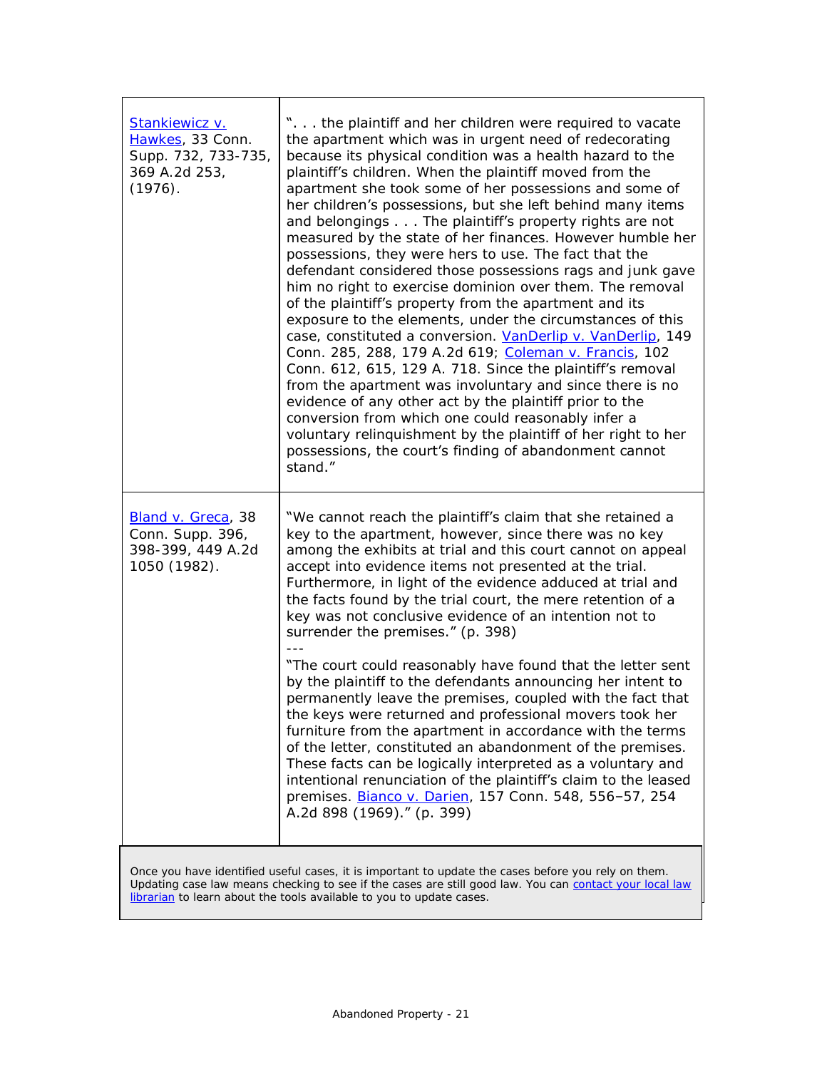| | |
|---|---|
| Stankiewicz v. Hawkes, 33 Conn. Supp. 732, 733-735, 369 A.2d 253, (1976). | ". . . the plaintiff and her children were required to vacate the apartment which was in urgent need of redecorating because its physical condition was a health hazard to the plaintiff's children. When the plaintiff moved from the apartment she took some of her possessions and some of her children's possessions, but she left behind many items and belongings . . . The plaintiff's property rights are not measured by the state of her finances. However humble her possessions, they were hers to use. The fact that the defendant considered those possessions rags and junk gave him no right to exercise dominion over them. The removal of the plaintiff's property from the apartment and its exposure to the elements, under the circumstances of this case, constituted a conversion. VanDerlip v. VanDerlip, 149 Conn. 285, 288, 179 A.2d 619; Coleman v. Francis, 102 Conn. 612, 615, 129 A. 718. Since the plaintiff's removal from the apartment was involuntary and since there is no evidence of any other act by the plaintiff prior to the conversion from which one could reasonably infer a voluntary relinquishment by the plaintiff of her right to her possessions, the court's finding of abandonment cannot stand." |
| Bland v. Greca, 38 Conn. Supp. 396, 398-399, 449 A.2d 1050 (1982). | "We cannot reach the plaintiff's claim that she retained a key to the apartment, however, since there was no key among the exhibits at trial and this court cannot on appeal accept into evidence items not presented at the trial. Furthermore, in light of the evidence adduced at trial and the facts found by the trial court, the mere retention of a key was not conclusive evidence of an intention not to surrender the premises." (p. 398)<br>---<br>"The court could reasonably have found that the letter sent by the plaintiff to the defendants announcing her intent to permanently leave the premises, coupled with the fact that the keys were returned and professional movers took her furniture from the apartment in accordance with the terms of the letter, constituted an abandonment of the premises. These facts can be logically interpreted as a voluntary and intentional renunciation of the plaintiff's claim to the leased premises. Bianco v. Darien, 157 Conn. 548, 556–57, 254 A.2d 898 (1969)." (p. 399) |

Once you have identified useful cases, it is important to update the cases before you rely on them. Updating case law means checking to see if the cases are still good law. You can contact your local law librarian to learn about the tools available to you to update cases.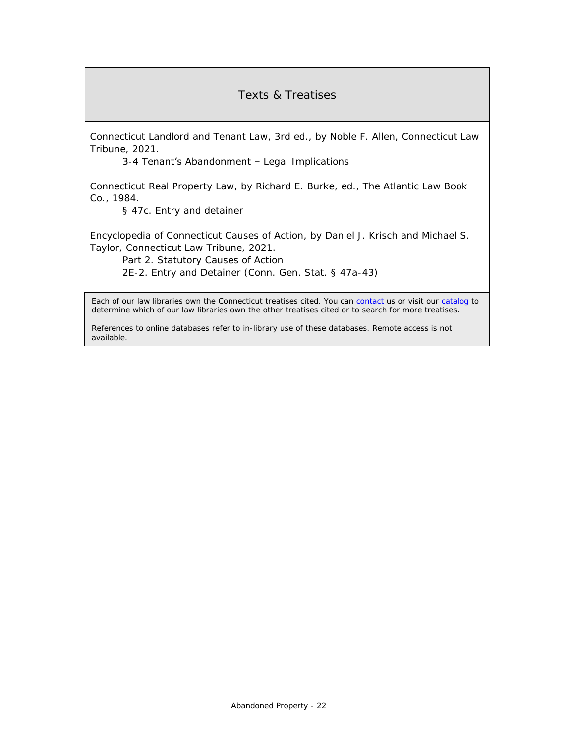## Texts & Treatises

Connecticut Landlord and Tenant Law, 3rd ed., by Noble F. Allen, Connecticut Law Tribune, 2021.

  3-4 Tenant's Abandonment – Legal Implications

Connecticut Real Property Law, by Richard E. Burke, ed., The Atlantic Law Book Co., 1984.

  § 47c. Entry and detainer

Encyclopedia of Connecticut Causes of Action, by Daniel J. Krisch and Michael S. Taylor, Connecticut Law Tribune, 2021.

  Part 2. Statutory Causes of Action

  2E-2. Entry and Detainer (Conn. Gen. Stat. § 47a-43)

Each of our law libraries own the Connecticut treatises cited. You can contact us or visit our catalog to determine which of our law libraries own the other treatises cited or to search for more treatises.

References to online databases refer to in-library use of these databases. Remote access is not available.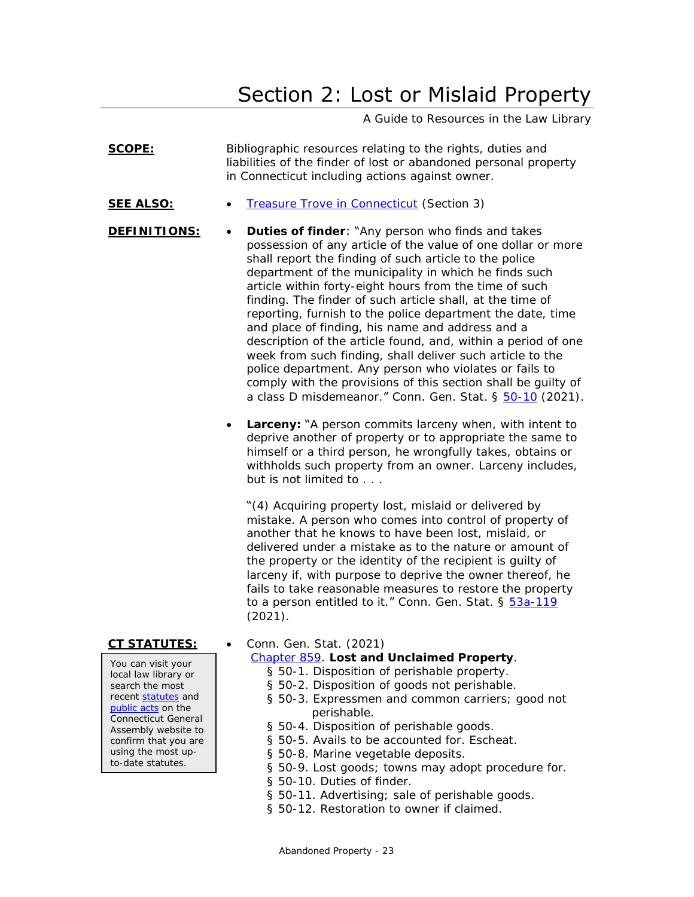# Section 2: Lost or Mislaid Property

A Guide to Resources in the Law Library

**SCOPE:** Bibliographic resources relating to the rights, duties and liabilities of the finder of lost or abandoned personal property in Connecticut including actions against owner.

**SEE ALSO:**

- Treasure Trove in Connecticut (Section 3)

**DEFINITIONS:**

- **Duties of finder**: "Any person who finds and takes possession of any article of the value of one dollar or more shall report the finding of such article to the police department of the municipality in which he finds such article within forty-eight hours from the time of such finding. The finder of such article shall, at the time of reporting, furnish to the police department the date, time and place of finding, his name and address and a description of the article found, and, within a period of one week from such finding, shall deliver such article to the police department. Any person who violates or fails to comply with the provisions of this section shall be guilty of a class D misdemeanor." Conn. Gen. Stat. § 50-10 (2021).

- **Larceny:** "A person commits larceny when, with intent to deprive another of property or to appropriate the same to himself or a third person, he wrongfully takes, obtains or withholds such property from an owner. Larceny includes, but is not limited to . . .

  "(4) Acquiring property lost, mislaid or delivered by mistake. A person who comes into control of property of another that he knows to have been lost, mislaid, or delivered under a mistake as to the nature or amount of the property or the identity of the recipient is guilty of larceny if, with purpose to deprive the owner thereof, he fails to take reasonable measures to restore the property to a person entitled to it." Conn. Gen. Stat. § 53a-119 (2021).

**CT STATUTES:**

You can visit your local law library or search the most recent statutes and public acts on the Connecticut General Assembly website to confirm that you are using the most up-to-date statutes.

- Conn. Gen. Stat. (2021)
  Chapter 859. **Lost and Unclaimed Property**.
  - § 50-1. Disposition of perishable property.
  - § 50-2. Disposition of goods not perishable.
  - § 50-3. Expressmen and common carriers; good not perishable.
  - § 50-4. Disposition of perishable goods.
  - § 50-5. Avails to be accounted for. Escheat.
  - § 50-8. Marine vegetable deposits.
  - § 50-9. Lost goods; towns may adopt procedure for.
  - § 50-10. Duties of finder.
  - § 50-11. Advertising; sale of perishable goods.
  - § 50-12. Restoration to owner if claimed.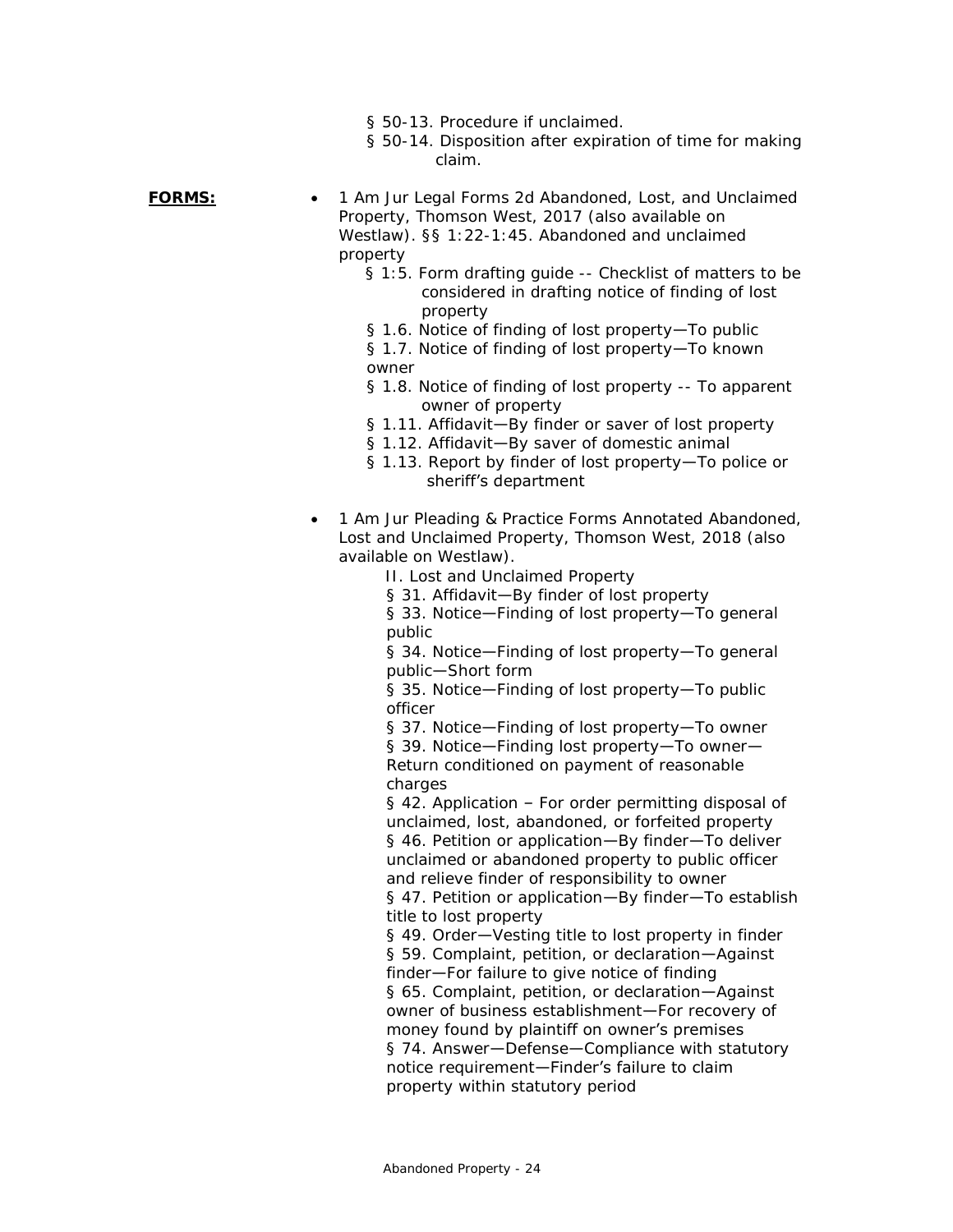- § 50-13. Procedure if unclaimed.
- § 50-14. Disposition after expiration of time for making claim.

**FORMS:**

- 1 Am Jur Legal Forms 2d Abandoned, Lost, and Unclaimed Property, Thomson West, 2017 (also available on Westlaw). §§ 1:22-1:45. Abandoned and unclaimed property
  - § 1:5. Form drafting guide -- Checklist of matters to be considered in drafting notice of finding of lost property
  - § 1.6. Notice of finding of lost property—To public
  - § 1.7. Notice of finding of lost property—To known owner
  - § 1.8. Notice of finding of lost property -- To apparent owner of property
  - § 1.11. Affidavit—By finder or saver of lost property
  - § 1.12. Affidavit—By saver of domestic animal
  - § 1.13. Report by finder of lost property—To police or sheriff's department

- 1 Am Jur Pleading & Practice Forms Annotated Abandoned, Lost and Unclaimed Property, Thomson West, 2018 (also available on Westlaw).

  II. Lost and Unclaimed Property

  § 31. Affidavit—By finder of lost property

  § 33. Notice—Finding of lost property—To general public

  § 34. Notice—Finding of lost property—To general public—Short form

  § 35. Notice—Finding of lost property—To public officer

  § 37. Notice—Finding of lost property—To owner

  § 39. Notice—Finding lost property—To owner—Return conditioned on payment of reasonable charges

  § 42. Application – For order permitting disposal of unclaimed, lost, abandoned, or forfeited property

  § 46. Petition or application—By finder—To deliver unclaimed or abandoned property to public officer and relieve finder of responsibility to owner

  § 47. Petition or application—By finder—To establish title to lost property

  § 49. Order—Vesting title to lost property in finder

  § 59. Complaint, petition, or declaration—Against finder—For failure to give notice of finding

  § 65. Complaint, petition, or declaration—Against owner of business establishment—For recovery of money found by plaintiff on owner's premises

  § 74. Answer—Defense—Compliance with statutory notice requirement—Finder's failure to claim property within statutory period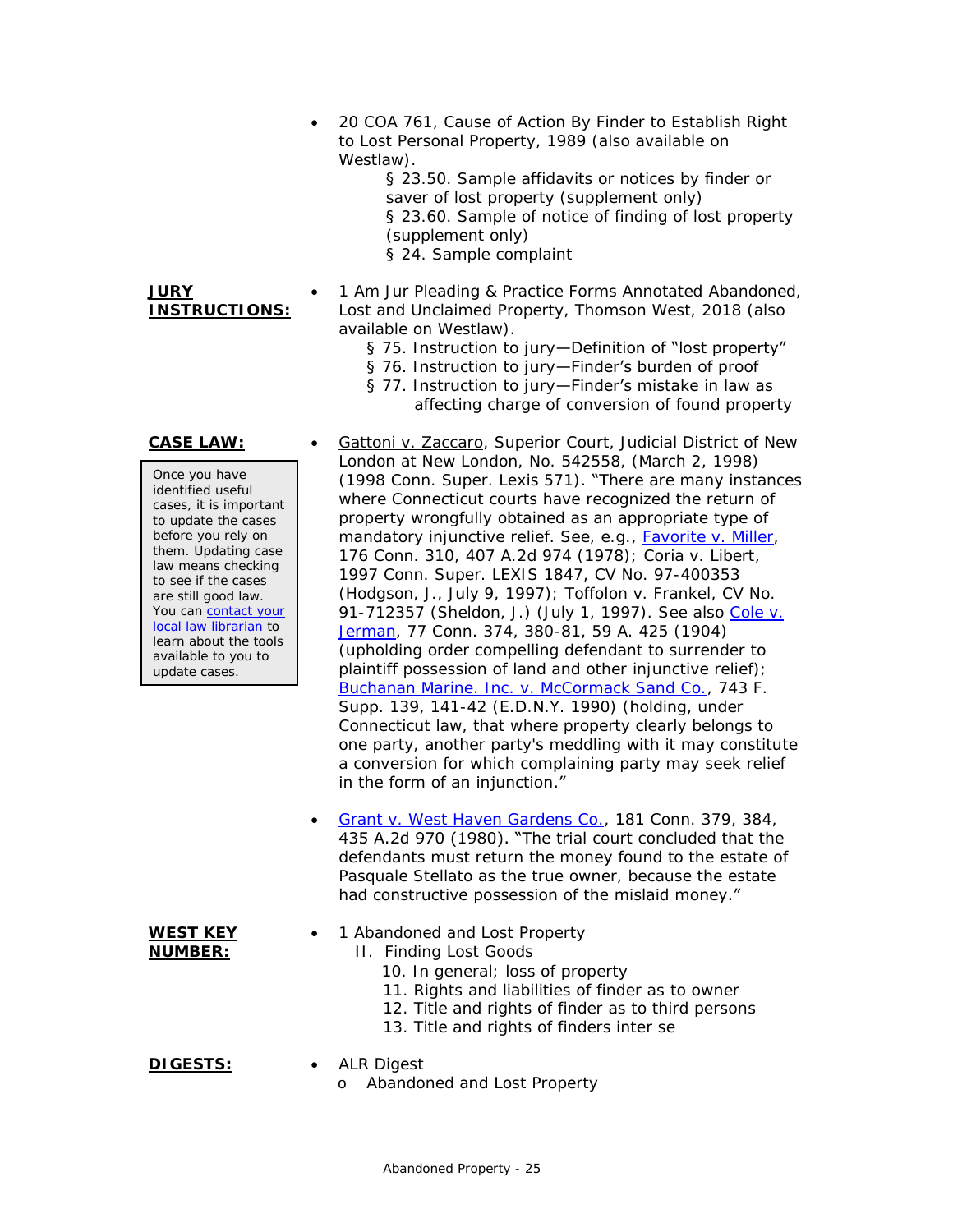- 20 COA 761, Cause of Action By Finder to Establish Right to Lost Personal Property, 1989 (also available on Westlaw).
  - § 23.50. Sample affidavits or notices by finder or saver of lost property (supplement only)
  - § 23.60. Sample of notice of finding of lost property (supplement only)
  - § 24. Sample complaint

**JURY INSTRUCTIONS:**

- 1 Am Jur Pleading & Practice Forms Annotated Abandoned, Lost and Unclaimed Property, Thomson West, 2018 (also available on Westlaw).
  - § 75. Instruction to jury—Definition of "lost property"
  - § 76. Instruction to jury—Finder's burden of proof
  - § 77. Instruction to jury—Finder's mistake in law as affecting charge of conversion of found property

**CASE LAW:**

> Once you have identified useful cases, it is important to update the cases before you rely on them. Updating case law means checking to see if the cases are still good law. You can contact your local law librarian to learn about the tools available to you to update cases.

- Gattoni v. Zaccaro, Superior Court, Judicial District of New London at New London, No. 542558, (March 2, 1998) (1998 Conn. Super. Lexis 571). "There are many instances where Connecticut courts have recognized the return of property wrongfully obtained as an appropriate type of mandatory injunctive relief. See, e.g., Favorite v. Miller, 176 Conn. 310, 407 A.2d 974 (1978); Coria v. Libert, 1997 Conn. Super. LEXIS 1847, CV No. 97-400353 (Hodgson, J., July 9, 1997); Toffolon v. Frankel, CV No. 91-712357 (Sheldon, J.) (July 1, 1997). See also Cole v. Jerman, 77 Conn. 374, 380-81, 59 A. 425 (1904) (upholding order compelling defendant to surrender to plaintiff possession of land and other injunctive relief); Buchanan Marine. Inc. v. McCormack Sand Co., 743 F. Supp. 139, 141-42 (E.D.N.Y. 1990) (holding, under Connecticut law, that where property clearly belongs to one party, another party's meddling with it may constitute a conversion for which complaining party may seek relief in the form of an injunction."

- Grant v. West Haven Gardens Co., 181 Conn. 379, 384, 435 A.2d 970 (1980). "The trial court concluded that the defendants must return the money found to the estate of Pasquale Stellato as the true owner, because the estate had constructive possession of the mislaid money."

**WEST KEY NUMBER:**

- 1 Abandoned and Lost Property
  - II. Finding Lost Goods
    - 10. In general; loss of property
    - 11. Rights and liabilities of finder as to owner
    - 12. Title and rights of finder as to third persons
    - 13. Title and rights of finders inter se

**DIGESTS:**

- ALR Digest
  - Abandoned and Lost Property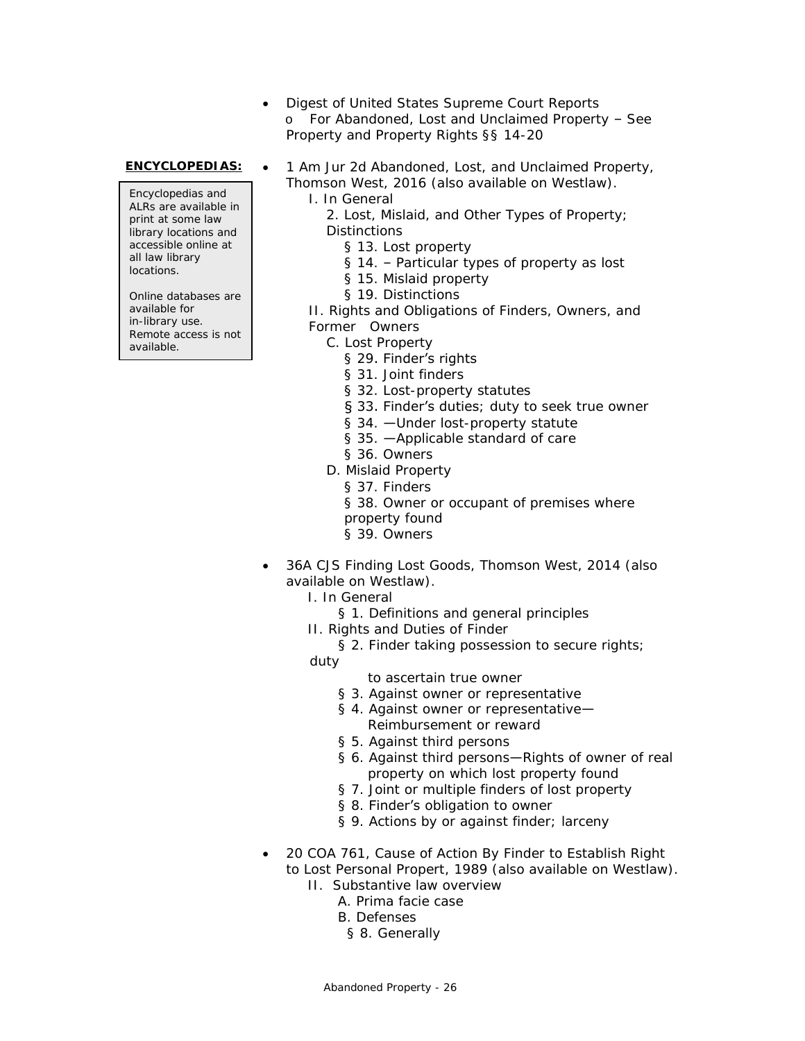- Digest of United States Supreme Court Reports
  - For Abandoned, Lost and Unclaimed Property – See Property and Property Rights §§ 14-20

**ENCYCLOPEDIAS:**

> Encyclopedias and ALRs are available in print at some law library locations and accessible online at all law library locations.
>
> Online databases are available for in-library use. Remote access is not available.

- 1 Am Jur 2d Abandoned, Lost, and Unclaimed Property, Thomson West, 2016 (also available on Westlaw).
  - I. In General
    - 2. Lost, Mislaid, and Other Types of Property; Distinctions
      - § 13. Lost property
      - § 14. – Particular types of property as lost
      - § 15. Mislaid property
      - § 19. Distinctions
  - II. Rights and Obligations of Finders, Owners, and Former Owners
    - C. Lost Property
      - § 29. Finder's rights
      - § 31. Joint finders
      - § 32. Lost-property statutes
      - § 33. Finder's duties; duty to seek true owner
      - § 34. —Under lost-property statute
      - § 35. —Applicable standard of care
      - § 36. Owners
    - D. Mislaid Property
      - § 37. Finders
      - § 38. Owner or occupant of premises where property found
      - § 39. Owners

- 36A CJS Finding Lost Goods, Thomson West, 2014 (also available on Westlaw).
  - I. In General
    - § 1. Definitions and general principles
  - II. Rights and Duties of Finder
    - § 2. Finder taking possession to secure rights; duty to ascertain true owner
    - § 3. Against owner or representative
    - § 4. Against owner or representative—Reimbursement or reward
    - § 5. Against third persons
    - § 6. Against third persons—Rights of owner of real property on which lost property found
    - § 7. Joint or multiple finders of lost property
    - § 8. Finder's obligation to owner
    - § 9. Actions by or against finder; larceny

- 20 COA 761, Cause of Action By Finder to Establish Right to Lost Personal Propert, 1989 (also available on Westlaw).
  - II. Substantive law overview
    - A. Prima facie case
    - B. Defenses
      - § 8. Generally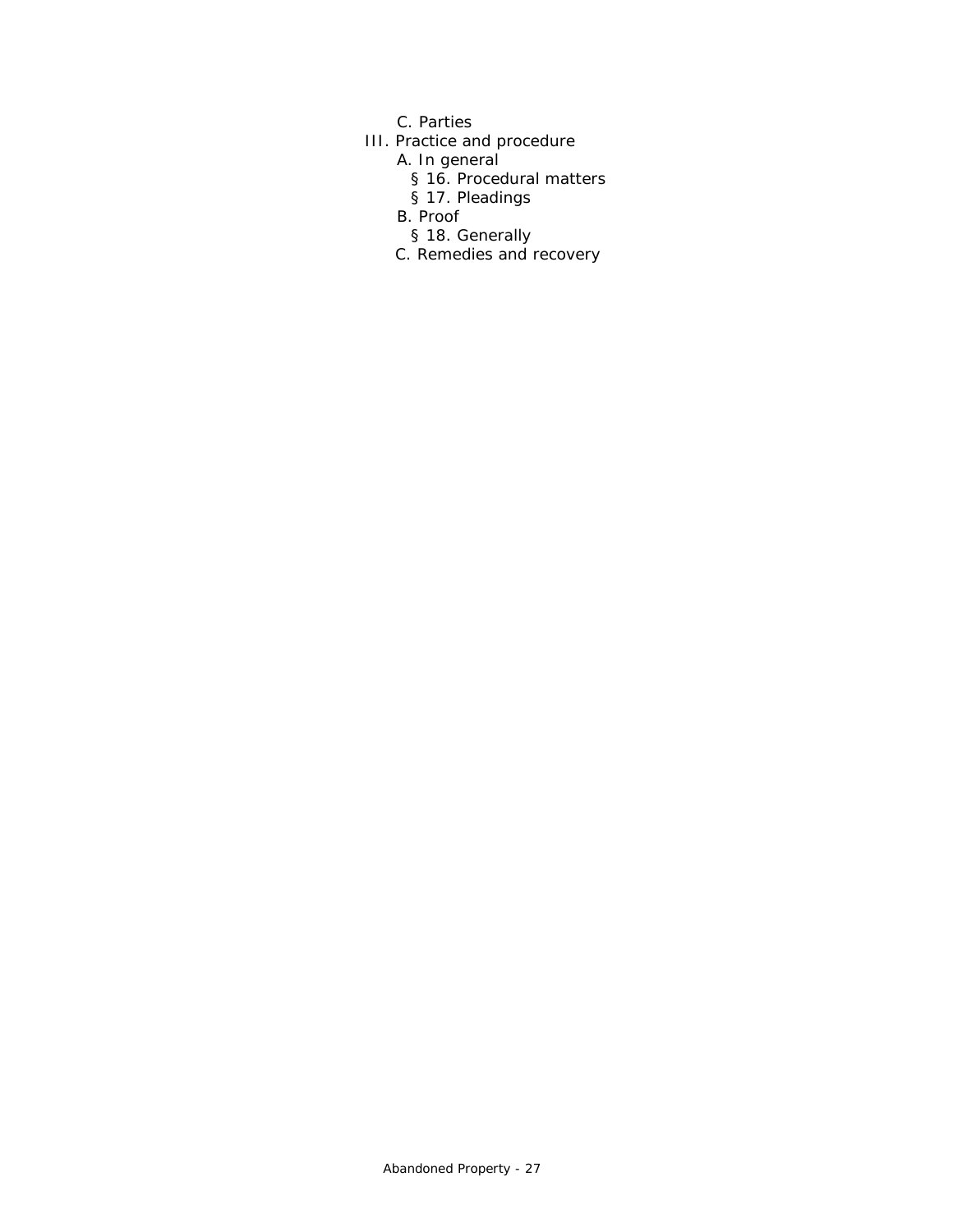C. Parties

III. Practice and procedure

A. In general

§ 16. Procedural matters

§ 17. Pleadings

B. Proof

§ 18. Generally

C. Remedies and recovery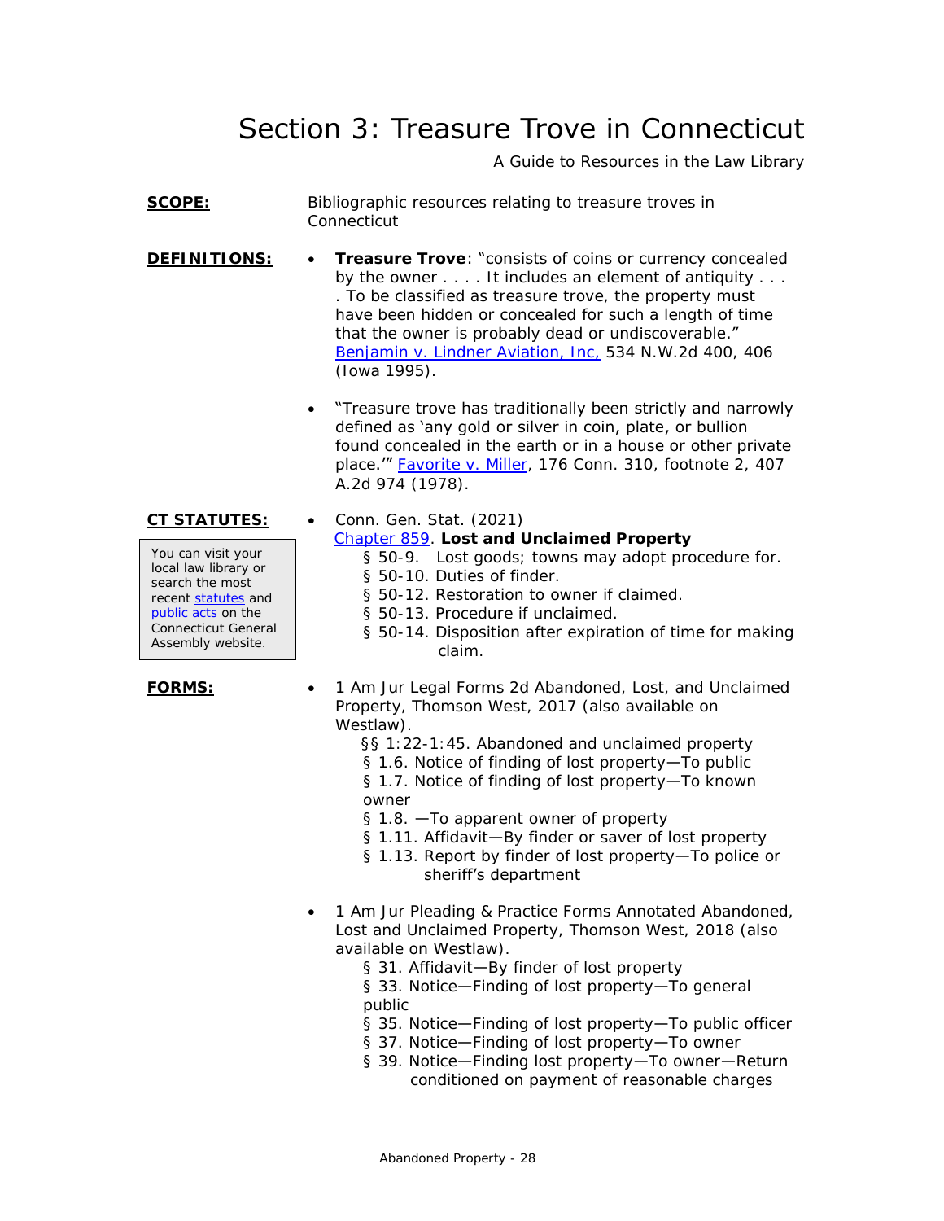# Section 3: Treasure Trove in Connecticut

A Guide to Resources in the Law Library

**SCOPE:** Bibliographic resources relating to treasure troves in Connecticut

**DEFINITIONS:**

- **Treasure Trove**: "consists of coins or currency concealed by the owner . . . . It includes an element of antiquity . . . . To be classified as treasure trove, the property must have been hidden or concealed for such a length of time that the owner is probably dead or undiscoverable." Benjamin v. Lindner Aviation, Inc, 534 N.W.2d 400, 406 (Iowa 1995).

- "Treasure trove has traditionally been strictly and narrowly defined as 'any gold or silver in coin, plate, or bullion found concealed in the earth or in a house or other private place.'" Favorite v. Miller, 176 Conn. 310, footnote 2, 407 A.2d 974 (1978).

**CT STATUTES:**

> You can visit your local law library or search the most recent statutes and public acts on the Connecticut General Assembly website.

- Conn. Gen. Stat. (2021)
  Chapter 859. **Lost and Unclaimed Property**
  - § 50-9. Lost goods; towns may adopt procedure for.
  - § 50-10. Duties of finder.
  - § 50-12. Restoration to owner if claimed.
  - § 50-13. Procedure if unclaimed.
  - § 50-14. Disposition after expiration of time for making claim.

**FORMS:**

- 1 Am Jur Legal Forms 2d Abandoned, Lost, and Unclaimed Property, Thomson West, 2017 (also available on Westlaw).
  - §§ 1:22-1:45. Abandoned and unclaimed property
  - § 1.6. Notice of finding of lost property—To public
  - § 1.7. Notice of finding of lost property—To known owner
  - § 1.8. —To apparent owner of property
  - § 1.11. Affidavit—By finder or saver of lost property
  - § 1.13. Report by finder of lost property—To police or sheriff's department

- 1 Am Jur Pleading & Practice Forms Annotated Abandoned, Lost and Unclaimed Property, Thomson West, 2018 (also available on Westlaw).
  - § 31. Affidavit—By finder of lost property
  - § 33. Notice—Finding of lost property—To general public
  - § 35. Notice—Finding of lost property—To public officer
  - § 37. Notice—Finding of lost property—To owner
  - § 39. Notice—Finding lost property—To owner—Return conditioned on payment of reasonable charges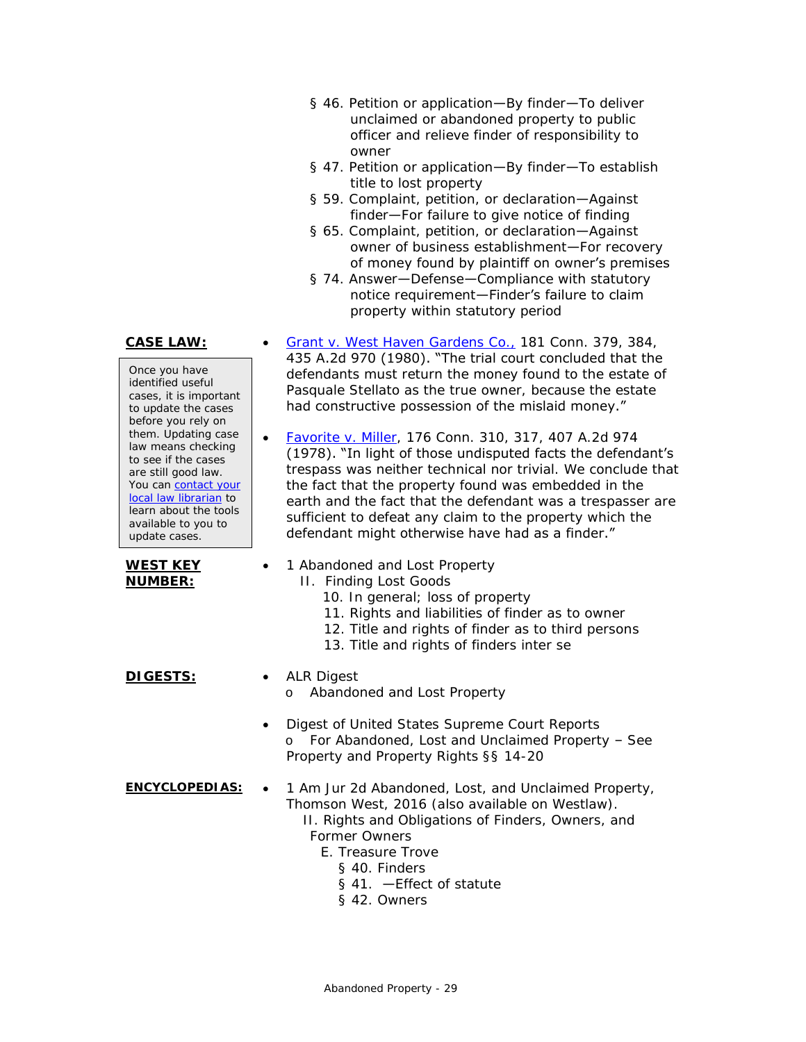- § 46. Petition or application—By finder—To deliver unclaimed or abandoned property to public officer and relieve finder of responsibility to owner
- § 47. Petition or application—By finder—To establish title to lost property
- § 59. Complaint, petition, or declaration—Against finder—For failure to give notice of finding
- § 65. Complaint, petition, or declaration—Against owner of business establishment—For recovery of money found by plaintiff on owner's premises
- § 74. Answer—Defense—Compliance with statutory notice requirement—Finder's failure to claim property within statutory period

**CASE LAW:**

> Once you have identified useful cases, it is important to update the cases before you rely on them. Updating case law means checking to see if the cases are still good law. You can contact your local law librarian to learn about the tools available to you to update cases.

- Grant v. West Haven Gardens Co., 181 Conn. 379, 384, 435 A.2d 970 (1980). "The trial court concluded that the defendants must return the money found to the estate of Pasquale Stellato as the true owner, because the estate had constructive possession of the mislaid money."
- Favorite v. Miller, 176 Conn. 310, 317, 407 A.2d 974 (1978). "In light of those undisputed facts the defendant's trespass was neither technical nor trivial. We conclude that the fact that the property found was embedded in the earth and the fact that the defendant was a trespasser are sufficient to defeat any claim to the property which the defendant might otherwise have had as a finder."

**WEST KEY NUMBER:**

- 1 Abandoned and Lost Property
  - II. Finding Lost Goods
    - 10. In general; loss of property
    - 11. Rights and liabilities of finder as to owner
    - 12. Title and rights of finder as to third persons
    - 13. Title and rights of finders inter se

**DIGESTS:**

- ALR Digest
  - Abandoned and Lost Property
- Digest of United States Supreme Court Reports
  - For Abandoned, Lost and Unclaimed Property – See Property and Property Rights §§ 14-20

**ENCYCLOPEDIAS:**

- 1 Am Jur 2d Abandoned, Lost, and Unclaimed Property, Thomson West, 2016 (also available on Westlaw).
  - II. Rights and Obligations of Finders, Owners, and Former Owners
    - E. Treasure Trove
      - § 40. Finders
      - § 41. —Effect of statute
      - § 42. Owners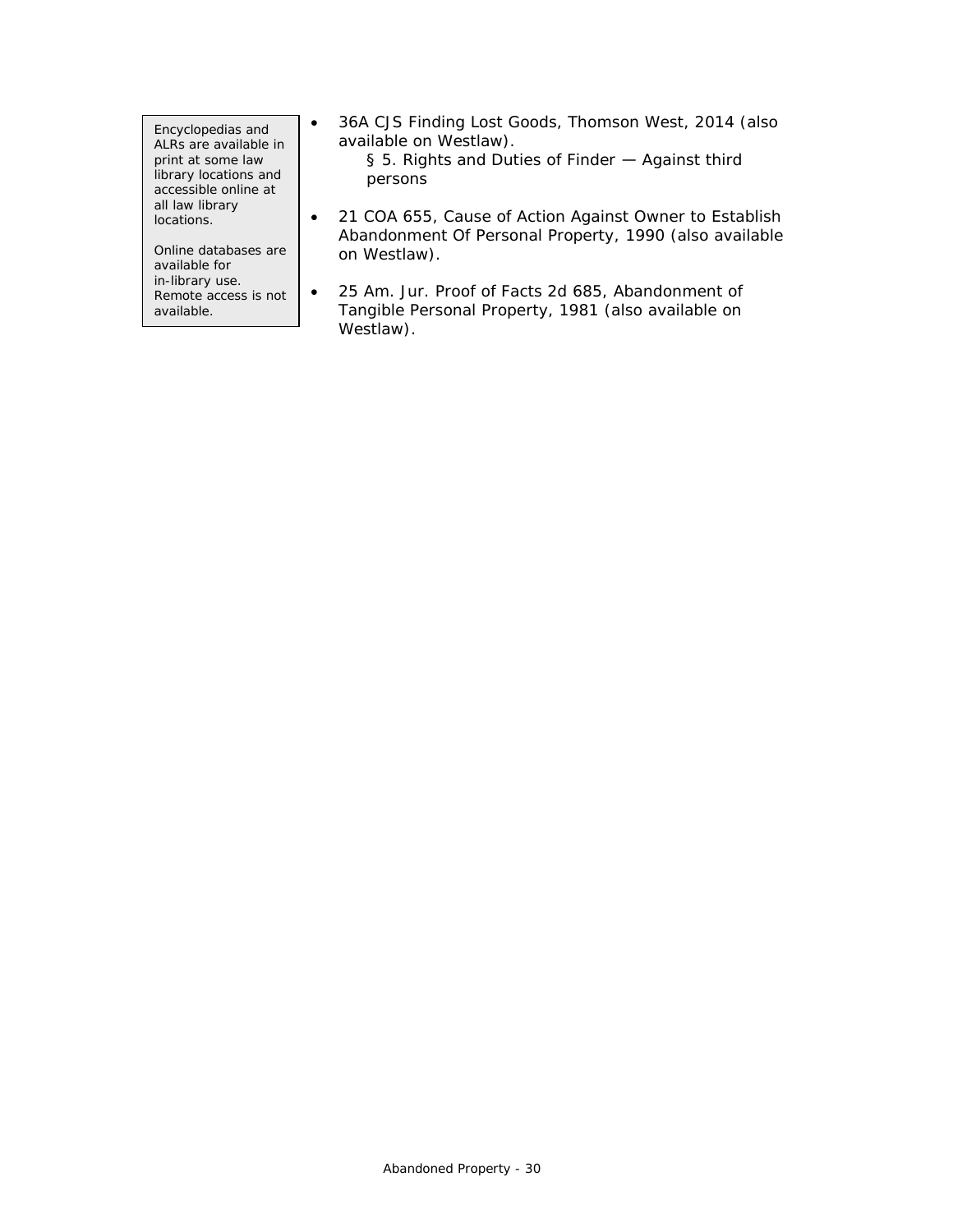> Encyclopedias and ALRs are available in print at some law library locations and accessible online at all law library locations.
>
> Online databases are available for in-library use. Remote access is not available.

- 36A CJS Finding Lost Goods, Thomson West, 2014 (also available on Westlaw).
  - § 5. Rights and Duties of Finder — Against third persons
- 21 COA 655, Cause of Action Against Owner to Establish Abandonment Of Personal Property, 1990 (also available on Westlaw).
- 25 Am. Jur. Proof of Facts 2d 685, Abandonment of Tangible Personal Property, 1981 (also available on Westlaw).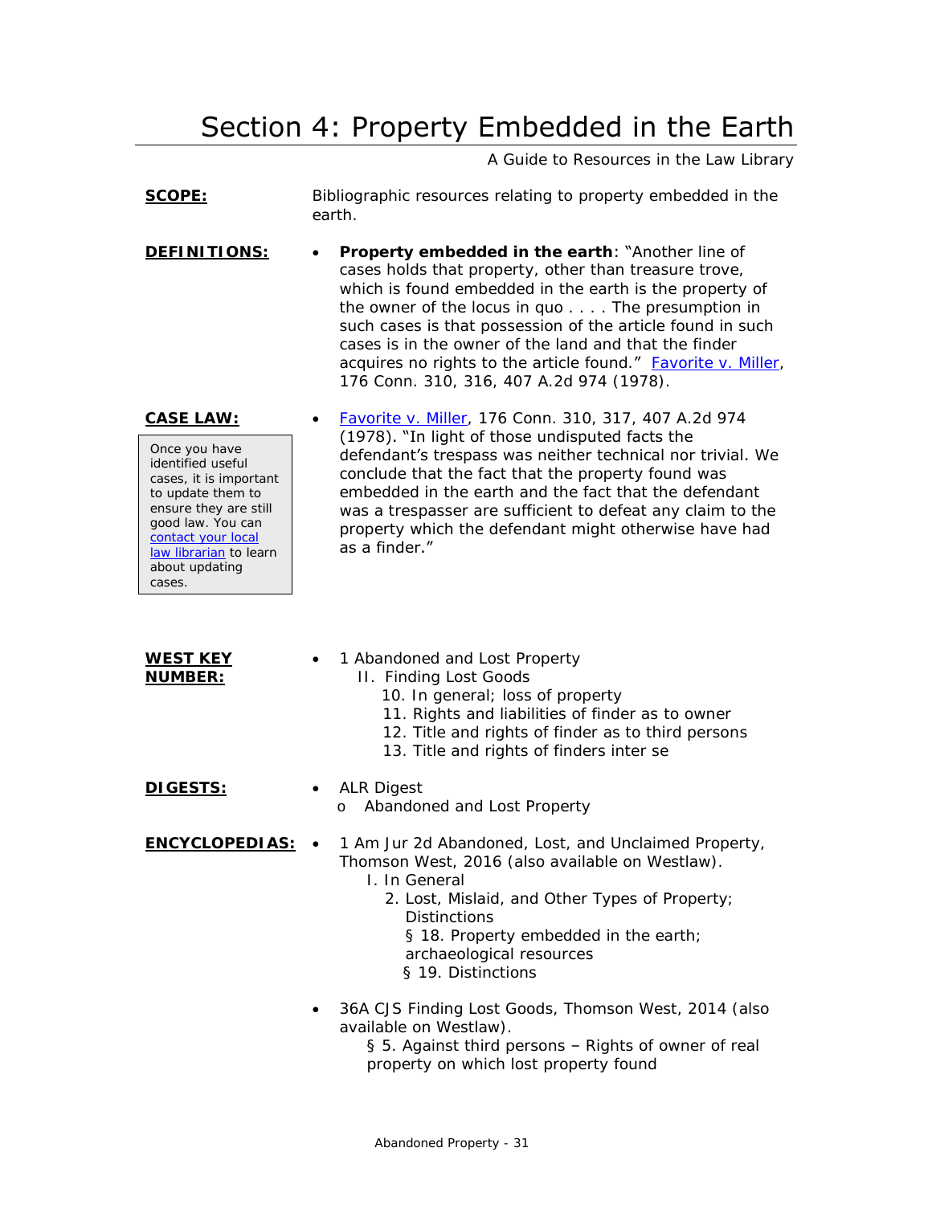# Section 4: Property Embedded in the Earth

A Guide to Resources in the Law Library

**SCOPE:** Bibliographic resources relating to property embedded in the earth.

**DEFINITIONS:**

- **Property embedded in the earth**: "Another line of cases holds that property, other than treasure trove, which is found embedded in the earth is the property of the owner of the locus in quo . . . . The presumption in such cases is that possession of the article found in such cases is in the owner of the land and that the finder acquires no rights to the article found." Favorite v. Miller, 176 Conn. 310, 316, 407 A.2d 974 (1978).

**CASE LAW:**

> Once you have identified useful cases, it is important to update them to ensure they are still good law. You can contact your local law librarian to learn about updating cases.

- Favorite v. Miller, 176 Conn. 310, 317, 407 A.2d 974 (1978). "In light of those undisputed facts the defendant's trespass was neither technical nor trivial. We conclude that the fact that the property found was embedded in the earth and the fact that the defendant was a trespasser are sufficient to defeat any claim to the property which the defendant might otherwise have had as a finder."

**WEST KEY NUMBER:**

- 1 Abandoned and Lost Property
  - II. Finding Lost Goods
    - 10. In general; loss of property
    - 11. Rights and liabilities of finder as to owner
    - 12. Title and rights of finder as to third persons
    - 13. Title and rights of finders inter se

**DIGESTS:**

- ALR Digest
  - Abandoned and Lost Property

**ENCYCLOPEDIAS:**

- 1 Am Jur 2d Abandoned, Lost, and Unclaimed Property, Thomson West, 2016 (also available on Westlaw).
  - I. In General
    - 2. Lost, Mislaid, and Other Types of Property; Distinctions
      - § 18. Property embedded in the earth; archaeological resources
      - § 19. Distinctions
- 36A CJS Finding Lost Goods, Thomson West, 2014 (also available on Westlaw).
  - § 5. Against third persons – Rights of owner of real property on which lost property found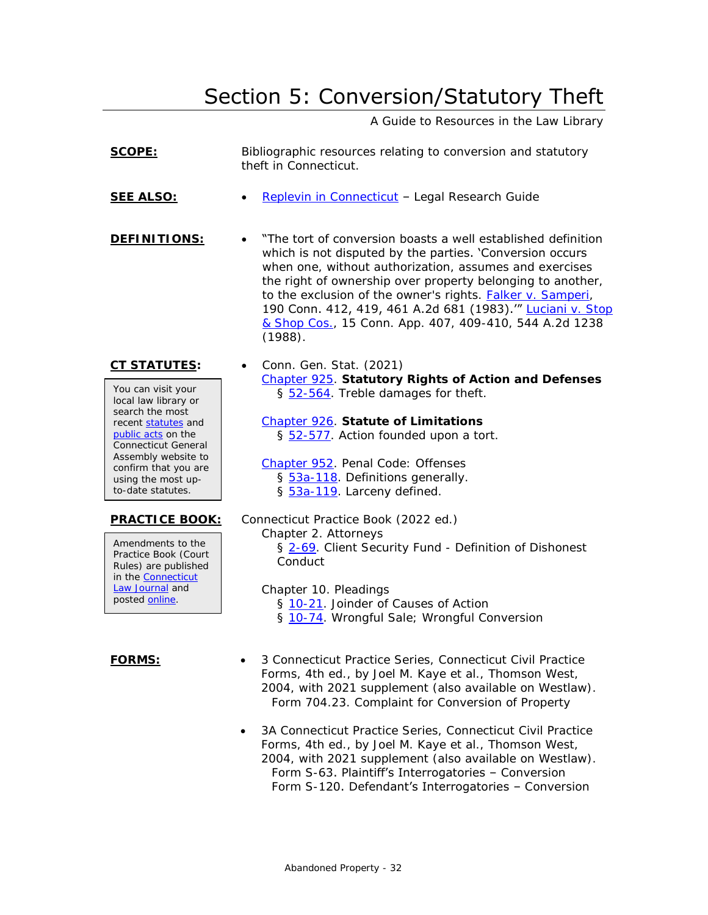# Section 5: Conversion/Statutory Theft

A Guide to Resources in the Law Library

**SCOPE:** Bibliographic resources relating to conversion and statutory theft in Connecticut.

**SEE ALSO:**

- Replevin in Connecticut – Legal Research Guide

**DEFINITIONS:**

- "The tort of conversion boasts a well established definition which is not disputed by the parties. 'Conversion occurs when one, without authorization, assumes and exercises the right of ownership over property belonging to another, to the exclusion of the owner's rights. Falker v. Samperi, 190 Conn. 412, 419, 461 A.2d 681 (1983).'" Luciani v. Stop & Shop Cos., 15 Conn. App. 407, 409-410, 544 A.2d 1238 (1988).

**CT STATUTES:**

You can visit your local law library or search the most recent statutes and public acts on the Connecticut General Assembly website to confirm that you are using the most up-to-date statutes.

- Conn. Gen. Stat. (2021)
  Chapter 925. **Statutory Rights of Action and Defenses**
  § 52-564. Treble damages for theft.

  Chapter 926. **Statute of Limitations**
  § 52-577. Action founded upon a tort.

  Chapter 952. Penal Code: Offenses
  § 53a-118. Definitions generally.
  § 53a-119. Larceny defined.

**PRACTICE BOOK:**

Amendments to the Practice Book (Court Rules) are published in the Connecticut Law Journal and posted online.

Connecticut Practice Book (2022 ed.)
Chapter 2. Attorneys
§ 2-69. Client Security Fund - Definition of Dishonest Conduct

Chapter 10. Pleadings
§ 10-21. Joinder of Causes of Action
§ 10-74. Wrongful Sale; Wrongful Conversion

**FORMS:**

- 3 Connecticut Practice Series, Connecticut Civil Practice Forms, 4th ed., by Joel M. Kaye et al., Thomson West, 2004, with 2021 supplement (also available on Westlaw).
  Form 704.23. Complaint for Conversion of Property

- 3A Connecticut Practice Series, Connecticut Civil Practice Forms, 4th ed., by Joel M. Kaye et al., Thomson West, 2004, with 2021 supplement (also available on Westlaw).
  Form S-63. Plaintiff's Interrogatories – Conversion
  Form S-120. Defendant's Interrogatories – Conversion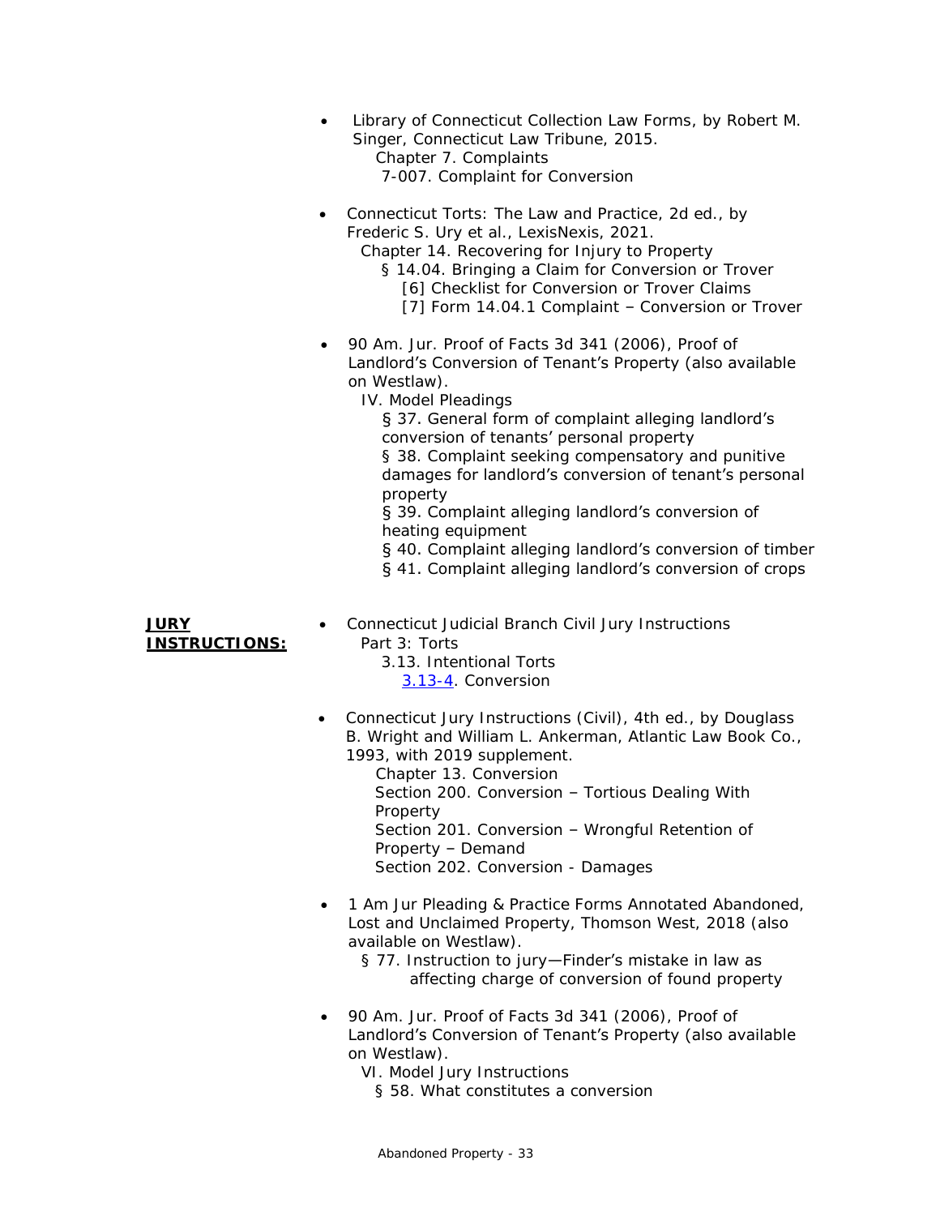- Library of Connecticut Collection Law Forms, by Robert M. Singer, Connecticut Law Tribune, 2015.
  - Chapter 7. Complaints
    - 7-007. Complaint for Conversion
- Connecticut Torts: The Law and Practice, 2d ed., by Frederic S. Ury et al., LexisNexis, 2021.
  - Chapter 14. Recovering for Injury to Property
    - § 14.04. Bringing a Claim for Conversion or Trover
      - [6] Checklist for Conversion or Trover Claims
      - [7] Form 14.04.1 Complaint – Conversion or Trover
- 90 Am. Jur. Proof of Facts 3d 341 (2006), Proof of Landlord's Conversion of Tenant's Property (also available on Westlaw).
  - IV. Model Pleadings
    - § 37. General form of complaint alleging landlord's conversion of tenants' personal property
    - § 38. Complaint seeking compensatory and punitive damages for landlord's conversion of tenant's personal property
    - § 39. Complaint alleging landlord's conversion of heating equipment
    - § 40. Complaint alleging landlord's conversion of timber
    - § 41. Complaint alleging landlord's conversion of crops

**JURY INSTRUCTIONS:**

- Connecticut Judicial Branch Civil Jury Instructions
  - Part 3: Torts
    - 3.13. Intentional Torts
      - 3.13-4. Conversion
- Connecticut Jury Instructions (Civil), 4th ed., by Douglass B. Wright and William L. Ankerman, Atlantic Law Book Co., 1993, with 2019 supplement.
  - Chapter 13. Conversion
  - Section 200. Conversion – Tortious Dealing With Property
  - Section 201. Conversion – Wrongful Retention of Property – Demand
  - Section 202. Conversion - Damages
- 1 Am Jur Pleading & Practice Forms Annotated Abandoned, Lost and Unclaimed Property, Thomson West, 2018 (also available on Westlaw).
  - § 77. Instruction to jury—Finder's mistake in law as affecting charge of conversion of found property
- 90 Am. Jur. Proof of Facts 3d 341 (2006), Proof of Landlord's Conversion of Tenant's Property (also available on Westlaw).
  - VI. Model Jury Instructions
    - § 58. What constitutes a conversion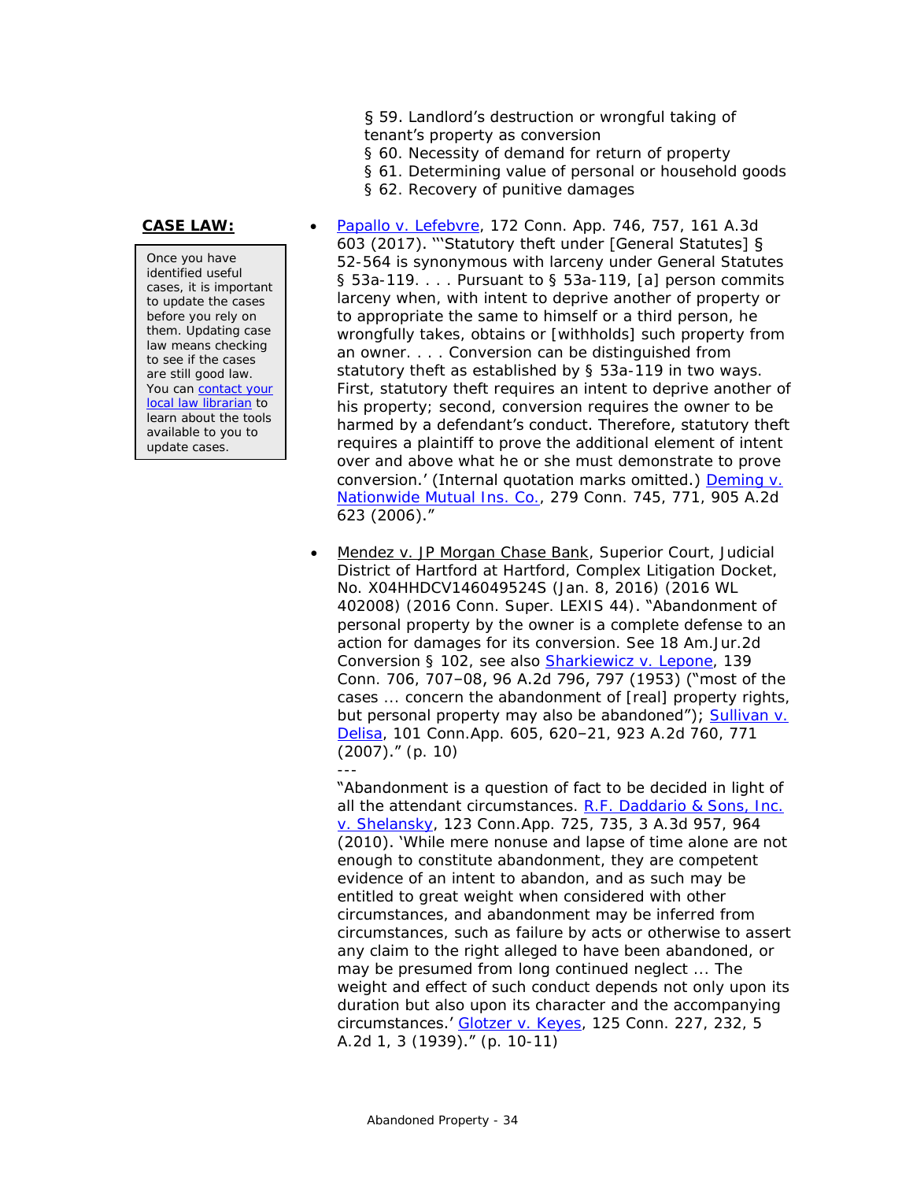§ 59. Landlord's destruction or wrongful taking of tenant's property as conversion
§ 60. Necessity of demand for return of property
§ 61. Determining value of personal or household goods
§ 62. Recovery of punitive damages

**CASE LAW:**

Once you have identified useful cases, it is important to update the cases before you rely on them. Updating case law means checking to see if the cases are still good law. You can contact your local law librarian to learn about the tools available to you to update cases.

- Papallo v. Lefebvre, 172 Conn. App. 746, 757, 161 A.3d 603 (2017). "'Statutory theft under [General Statutes] § 52-564 is synonymous with larceny under General Statutes § 53a-119. . . . Pursuant to § 53a-119, [a] person commits larceny when, with intent to deprive another of property or to appropriate the same to himself or a third person, he wrongfully takes, obtains or [withholds] such property from an owner. . . . Conversion can be distinguished from statutory theft as established by § 53a-119 in two ways. First, statutory theft requires an intent to deprive another of his property; second, conversion requires the owner to be harmed by a defendant's conduct. Therefore, statutory theft requires a plaintiff to prove the additional element of intent over and above what he or she must demonstrate to prove conversion.' (Internal quotation marks omitted.) Deming v. Nationwide Mutual Ins. Co., 279 Conn. 745, 771, 905 A.2d 623 (2006)."

- Mendez v. JP Morgan Chase Bank, Superior Court, Judicial District of Hartford at Hartford, Complex Litigation Docket, No. X04HHDCV146049524S (Jan. 8, 2016) (2016 WL 402008) (2016 Conn. Super. LEXIS 44). "Abandonment of personal property by the owner is a complete defense to an action for damages for its conversion. See 18 Am.Jur.2d Conversion § 102, see also Sharkiewicz v. Lepone, 139 Conn. 706, 707–08, 96 A.2d 796, 797 (1953) ("most of the cases ... concern the abandonment of [real] property rights, but personal property may also be abandoned"); Sullivan v. Delisa, 101 Conn.App. 605, 620–21, 923 A.2d 760, 771 (2007)." (p. 10)
  ---
  "Abandonment is a question of fact to be decided in light of all the attendant circumstances. R.F. Daddario & Sons, Inc. v. Shelansky, 123 Conn.App. 725, 735, 3 A.3d 957, 964 (2010). 'While mere nonuse and lapse of time alone are not enough to constitute abandonment, they are competent evidence of an intent to abandon, and as such may be entitled to great weight when considered with other circumstances, and abandonment may be inferred from circumstances, such as failure by acts or otherwise to assert any claim to the right alleged to have been abandoned, or may be presumed from long continued neglect ... The weight and effect of such conduct depends not only upon its duration but also upon its character and the accompanying circumstances.' Glotzer v. Keyes, 125 Conn. 227, 232, 5 A.2d 1, 3 (1939)." (p. 10-11)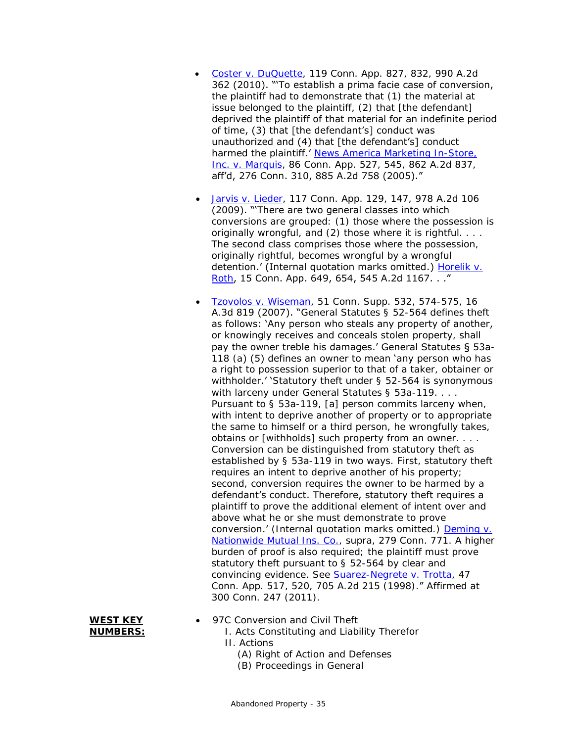- Coster v. DuQuette, 119 Conn. App. 827, 832, 990 A.2d 362 (2010). "'To establish a prima facie case of conversion, the plaintiff had to demonstrate that (1) the material at issue belonged to the plaintiff, (2) that [the defendant] deprived the plaintiff of that material for an indefinite period of time, (3) that [the defendant's] conduct was unauthorized and (4) that [the defendant's] conduct harmed the plaintiff.' News America Marketing In-Store, Inc. v. Marquis, 86 Conn. App. 527, 545, 862 A.2d 837, aff'd, 276 Conn. 310, 885 A.2d 758 (2005)."

- Jarvis v. Lieder, 117 Conn. App. 129, 147, 978 A.2d 106 (2009). "'There are two general classes into which conversions are grouped: (1) those where the possession is originally wrongful, and (2) those where it is rightful. . . . The second class comprises those where the possession, originally rightful, becomes wrongful by a wrongful detention.' (Internal quotation marks omitted.) Horelik v. Roth, 15 Conn. App. 649, 654, 545 A.2d 1167. . ."

- Tzovolos v. Wiseman, 51 Conn. Supp. 532, 574-575, 16 A.3d 819 (2007). "General Statutes § 52-564 defines theft as follows: 'Any person who steals any property of another, or knowingly receives and conceals stolen property, shall pay the owner treble his damages.' General Statutes § 53a-118 (a) (5) defines an owner to mean 'any person who has a right to possession superior to that of a taker, obtainer or withholder.' 'Statutory theft under § 52-564 is synonymous with larceny under General Statutes § 53a-119. . . . Pursuant to § 53a-119, [a] person commits larceny when, with intent to deprive another of property or to appropriate the same to himself or a third person, he wrongfully takes, obtains or [withholds] such property from an owner. . . . Conversion can be distinguished from statutory theft as established by § 53a-119 in two ways. First, statutory theft requires an intent to deprive another of his property; second, conversion requires the owner to be harmed by a defendant's conduct. Therefore, statutory theft requires a plaintiff to prove the additional element of intent over and above what he or she must demonstrate to prove conversion.' (Internal quotation marks omitted.) Deming v. Nationwide Mutual Ins. Co., supra, 279 Conn. 771. A higher burden of proof is also required; the plaintiff must prove statutory theft pursuant to § 52-564 by clear and convincing evidence. See Suarez-Negrete v. Trotta, 47 Conn. App. 517, 520, 705 A.2d 215 (1998)." Affirmed at 300 Conn. 247 (2011).

**WEST KEY NUMBERS:**

- 97C Conversion and Civil Theft
  - I. Acts Constituting and Liability Therefor
  - II. Actions
    - (A) Right of Action and Defenses
    - (B) Proceedings in General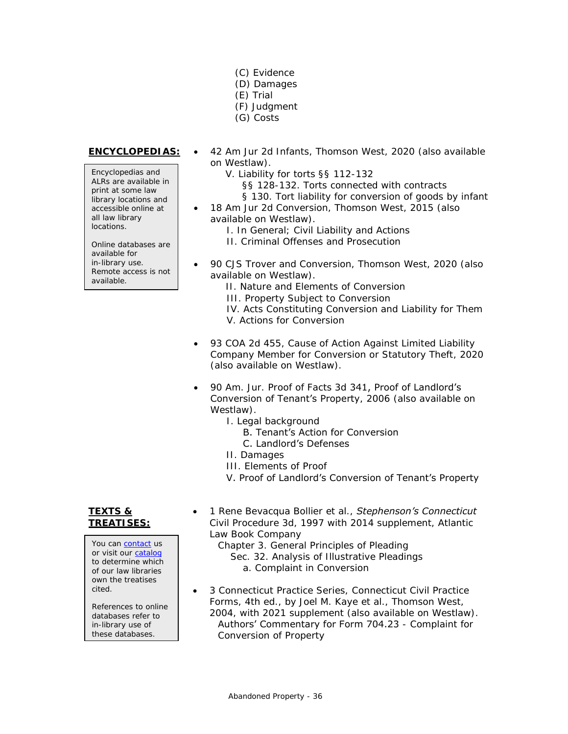- (C) Evidence
- (D) Damages
- (E) Trial
- (F) Judgment
- (G) Costs

**ENCYCLOPEDIAS:**

Encyclopedias and ALRs are available in print at some law library locations and accessible online at all law library locations.

Online databases are available for in-library use. Remote access is not available.

- 42 Am Jur 2d Infants, Thomson West, 2020 (also available on Westlaw).
  - V. Liability for torts §§ 112-132
    - §§ 128-132. Torts connected with contracts
    - § 130. Tort liability for conversion of goods by infant
- 18 Am Jur 2d Conversion, Thomson West, 2015 (also available on Westlaw).
  - I. In General; Civil Liability and Actions
  - II. Criminal Offenses and Prosecution
- 90 CJS Trover and Conversion, Thomson West, 2020 (also available on Westlaw).
  - II. Nature and Elements of Conversion
  - III. Property Subject to Conversion
  - IV. Acts Constituting Conversion and Liability for Them
  - V. Actions for Conversion
- 93 COA 2d 455, Cause of Action Against Limited Liability Company Member for Conversion or Statutory Theft, 2020 (also available on Westlaw).
- 90 Am. Jur. Proof of Facts 3d 341, Proof of Landlord's Conversion of Tenant's Property, 2006 (also available on Westlaw).
  - I. Legal background
    - B. Tenant's Action for Conversion
    - C. Landlord's Defenses
  - II. Damages
  - III. Elements of Proof
  - V. Proof of Landlord's Conversion of Tenant's Property

**TEXTS & TREATISES:**

You can contact us or visit our catalog to determine which of our law libraries own the treatises cited.

References to online databases refer to in-library use of these databases.

- 1 Rene Bevacqua Bollier et al., *Stephenson's Connecticut* Civil Procedure 3d, 1997 with 2014 supplement, Atlantic Law Book Company
  - Chapter 3. General Principles of Pleading
    - Sec. 32. Analysis of Illustrative Pleadings
      - a. Complaint in Conversion
- 3 Connecticut Practice Series, Connecticut Civil Practice Forms, 4th ed., by Joel M. Kaye et al., Thomson West, 2004, with 2021 supplement (also available on Westlaw).
  - Authors' Commentary for Form 704.23 - Complaint for Conversion of Property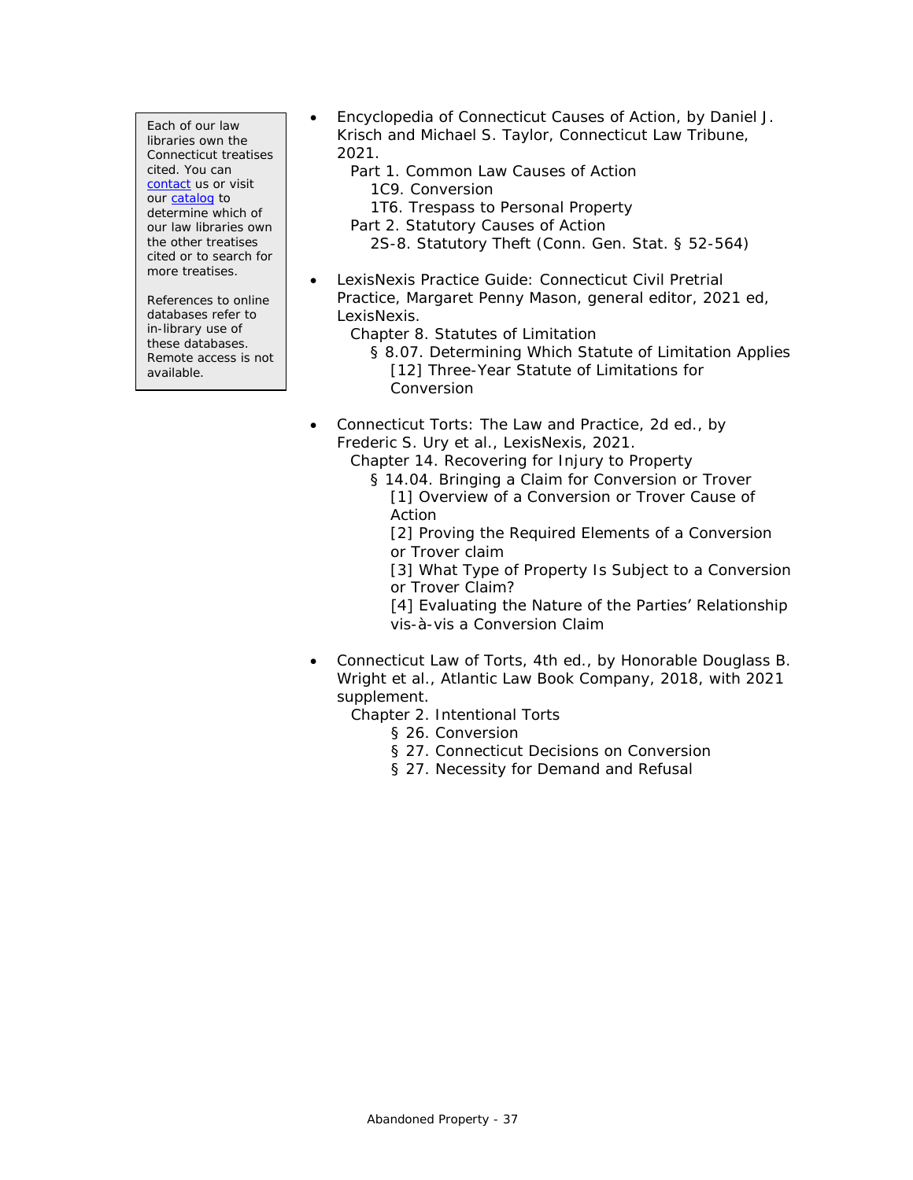> Each of our law libraries own the Connecticut treatises cited. You can contact us or visit our catalog to determine which of our law libraries own the other treatises cited or to search for more treatises.
>
> References to online databases refer to in-library use of these databases. Remote access is not available.

- Encyclopedia of Connecticut Causes of Action, by Daniel J. Krisch and Michael S. Taylor, Connecticut Law Tribune, 2021.
  - Part 1. Common Law Causes of Action
    - 1C9. Conversion
    - 1T6. Trespass to Personal Property
  - Part 2. Statutory Causes of Action
    - 2S-8. Statutory Theft (Conn. Gen. Stat. § 52-564)

- LexisNexis Practice Guide: Connecticut Civil Pretrial Practice, Margaret Penny Mason, general editor, 2021 ed, LexisNexis.
  - Chapter 8. Statutes of Limitation
    - § 8.07. Determining Which Statute of Limitation Applies
      - [12] Three-Year Statute of Limitations for Conversion

- Connecticut Torts: The Law and Practice, 2d ed., by Frederic S. Ury et al., LexisNexis, 2021.
  - Chapter 14. Recovering for Injury to Property
    - § 14.04. Bringing a Claim for Conversion or Trover
      - [1] Overview of a Conversion or Trover Cause of Action
      - [2] Proving the Required Elements of a Conversion or Trover claim
      - [3] What Type of Property Is Subject to a Conversion or Trover Claim?
      - [4] Evaluating the Nature of the Parties' Relationship vis-à-vis a Conversion Claim

- Connecticut Law of Torts, 4th ed., by Honorable Douglass B. Wright et al., Atlantic Law Book Company, 2018, with 2021 supplement.
  - Chapter 2. Intentional Torts
    - § 26. Conversion
    - § 27. Connecticut Decisions on Conversion
    - § 27. Necessity for Demand and Refusal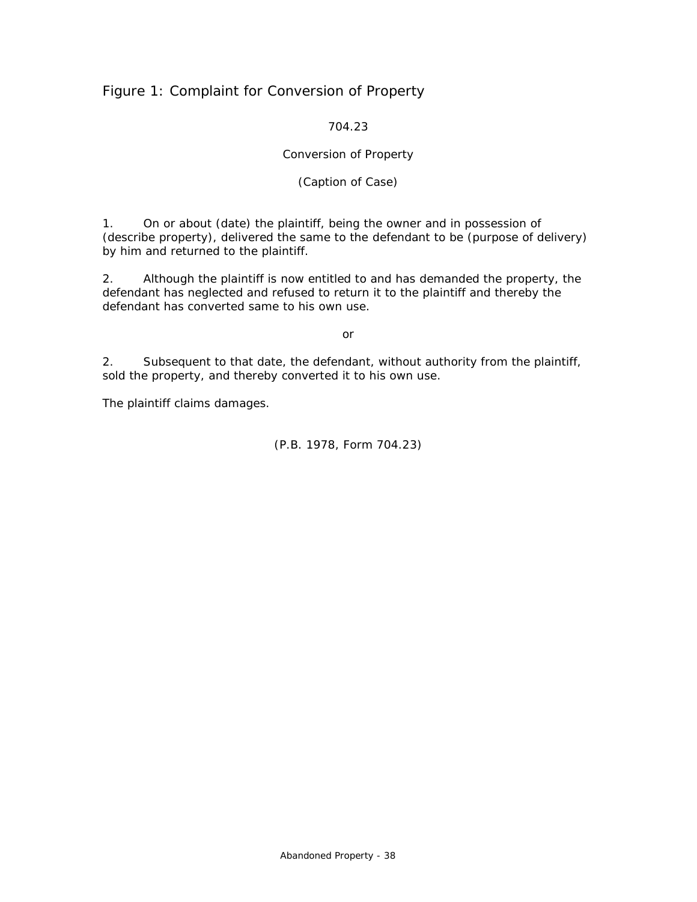## Figure 1: Complaint for Conversion of Property

704.23

Conversion of Property

(Caption of Case)

1. On or about (date) the plaintiff, being the owner and in possession of (describe property), delivered the same to the defendant to be (purpose of delivery) by him and returned to the plaintiff.

2. Although the plaintiff is now entitled to and has demanded the property, the defendant has neglected and refused to return it to the plaintiff and thereby the defendant has converted same to his own use.

or

2. Subsequent to that date, the defendant, without authority from the plaintiff, sold the property, and thereby converted it to his own use.

The plaintiff claims damages.

(P.B. 1978, Form 704.23)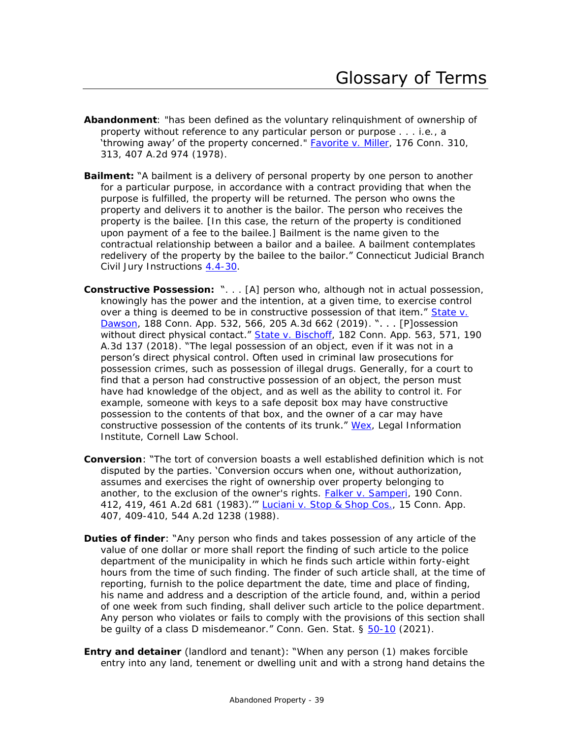# Glossary of Terms

**Abandonment**: "has been defined as the voluntary relinquishment of ownership of property without reference to any particular person or purpose . . . i.e., a 'throwing away' of the property concerned." Favorite v. Miller, 176 Conn. 310, 313, 407 A.2d 974 (1978).

**Bailment:** "A bailment is a delivery of personal property by one person to another for a particular purpose, in accordance with a contract providing that when the purpose is fulfilled, the property will be returned. The person who owns the property and delivers it to another is the bailor. The person who receives the property is the bailee. [In this case, the return of the property is conditioned upon payment of a fee to the bailee.] Bailment is the name given to the contractual relationship between a bailor and a bailee. A bailment contemplates redelivery of the property by the bailee to the bailor." Connecticut Judicial Branch Civil Jury Instructions 4.4-30.

**Constructive Possession:** ". . . [A] person who, although not in actual possession, knowingly has the power and the intention, at a given time, to exercise control over a thing is deemed to be in constructive possession of that item." State v. Dawson, 188 Conn. App. 532, 566, 205 A.3d 662 (2019). ". . . [P]ossession without direct physical contact." State v. Bischoff, 182 Conn. App. 563, 571, 190 A.3d 137 (2018). "The legal possession of an object, even if it was not in a person's direct physical control. Often used in criminal law prosecutions for possession crimes, such as possession of illegal drugs. Generally, for a court to find that a person had constructive possession of an object, the person must have had knowledge of the object, and as well as the ability to control it. For example, someone with keys to a safe deposit box may have constructive possession to the contents of that box, and the owner of a car may have constructive possession of the contents of its trunk." Wex, Legal Information Institute, Cornell Law School.

**Conversion**: "The tort of conversion boasts a well established definition which is not disputed by the parties. 'Conversion occurs when one, without authorization, assumes and exercises the right of ownership over property belonging to another, to the exclusion of the owner's rights. Falker v. Samperi, 190 Conn. 412, 419, 461 A.2d 681 (1983).'" Luciani v. Stop & Shop Cos., 15 Conn. App. 407, 409-410, 544 A.2d 1238 (1988).

**Duties of finder**: "Any person who finds and takes possession of any article of the value of one dollar or more shall report the finding of such article to the police department of the municipality in which he finds such article within forty-eight hours from the time of such finding. The finder of such article shall, at the time of reporting, furnish to the police department the date, time and place of finding, his name and address and a description of the article found, and, within a period of one week from such finding, shall deliver such article to the police department. Any person who violates or fails to comply with the provisions of this section shall be guilty of a class D misdemeanor." Conn. Gen. Stat. § 50-10 (2021).

**Entry and detainer** (landlord and tenant): "When any person (1) makes forcible entry into any land, tenement or dwelling unit and with a strong hand detains the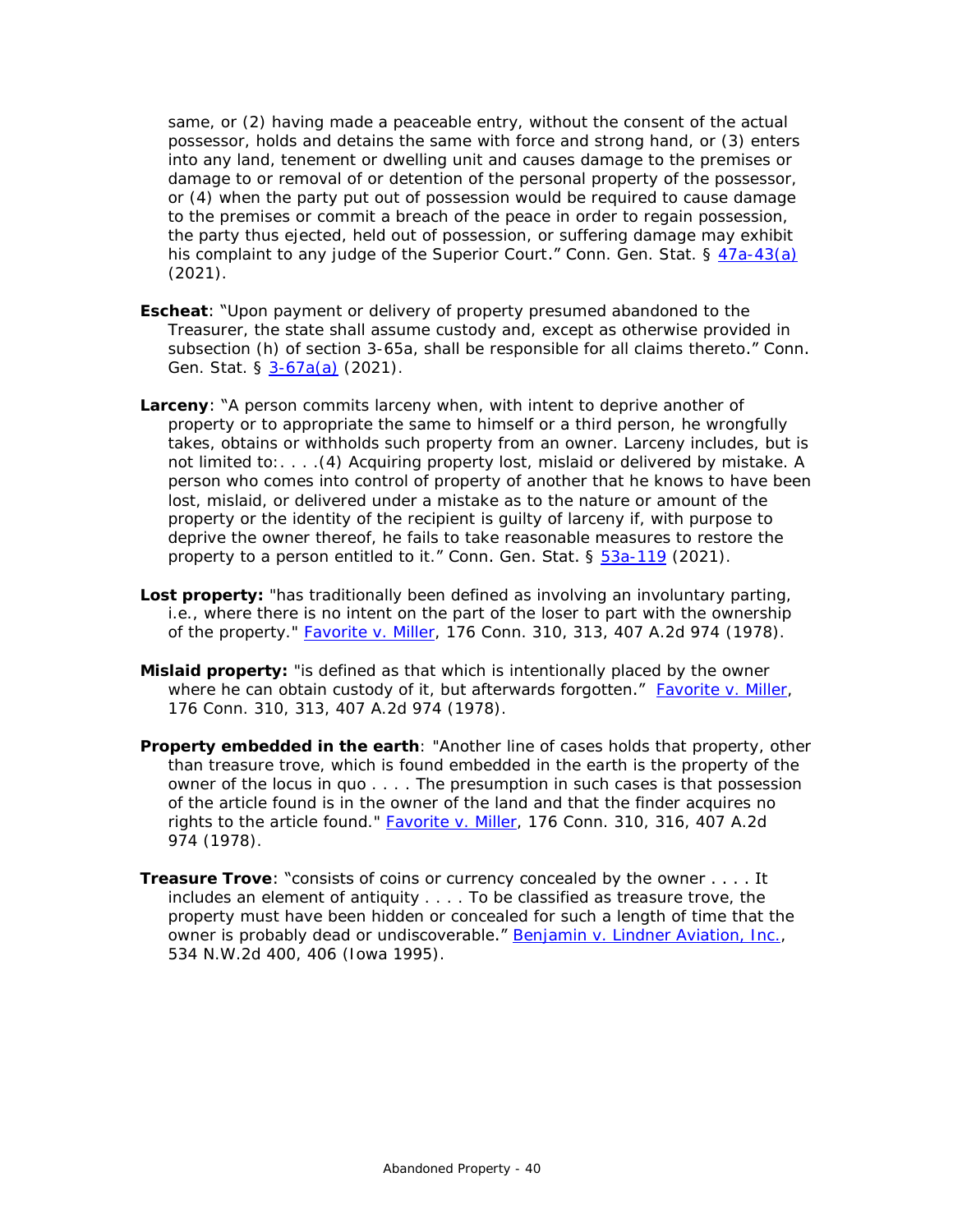same, or (2) having made a peaceable entry, without the consent of the actual possessor, holds and detains the same with force and strong hand, or (3) enters into any land, tenement or dwelling unit and causes damage to the premises or damage to or removal of or detention of the personal property of the possessor, or (4) when the party put out of possession would be required to cause damage to the premises or commit a breach of the peace in order to regain possession, the party thus ejected, held out of possession, or suffering damage may exhibit his complaint to any judge of the Superior Court." Conn. Gen. Stat. § [47a-43(a)](#) (2021).

**Escheat**: "Upon payment or delivery of property presumed abandoned to the Treasurer, the state shall assume custody and, except as otherwise provided in subsection (h) of section 3-65a, shall be responsible for all claims thereto." Conn. Gen. Stat. § [3-67a(a)](#) (2021).

**Larceny**: "A person commits larceny when, with intent to deprive another of property or to appropriate the same to himself or a third person, he wrongfully takes, obtains or withholds such property from an owner. Larceny includes, but is not limited to:. . . .(4) Acquiring property lost, mislaid or delivered by mistake. A person who comes into control of property of another that he knows to have been lost, mislaid, or delivered under a mistake as to the nature or amount of the property or the identity of the recipient is guilty of larceny if, with purpose to deprive the owner thereof, he fails to take reasonable measures to restore the property to a person entitled to it." Conn. Gen. Stat. § [53a-119](#) (2021).

**Lost property:** "has traditionally been defined as involving an involuntary parting, i.e., where there is no intent on the part of the loser to part with the ownership of the property." [Favorite v. Miller](#), 176 Conn. 310, 313, 407 A.2d 974 (1978).

**Mislaid property:** "is defined as that which is intentionally placed by the owner where he can obtain custody of it, but afterwards forgotten." [Favorite v. Miller](#), 176 Conn. 310, 313, 407 A.2d 974 (1978).

**Property embedded in the earth**: "Another line of cases holds that property, other than treasure trove, which is found embedded in the earth is the property of the owner of the locus in quo . . . . The presumption in such cases is that possession of the article found is in the owner of the land and that the finder acquires no rights to the article found." [Favorite v. Miller](#), 176 Conn. 310, 316, 407 A.2d 974 (1978).

**Treasure Trove**: "consists of coins or currency concealed by the owner . . . . It includes an element of antiquity . . . . To be classified as treasure trove, the property must have been hidden or concealed for such a length of time that the owner is probably dead or undiscoverable." [Benjamin v. Lindner Aviation, Inc.](#), 534 N.W.2d 400, 406 (Iowa 1995).